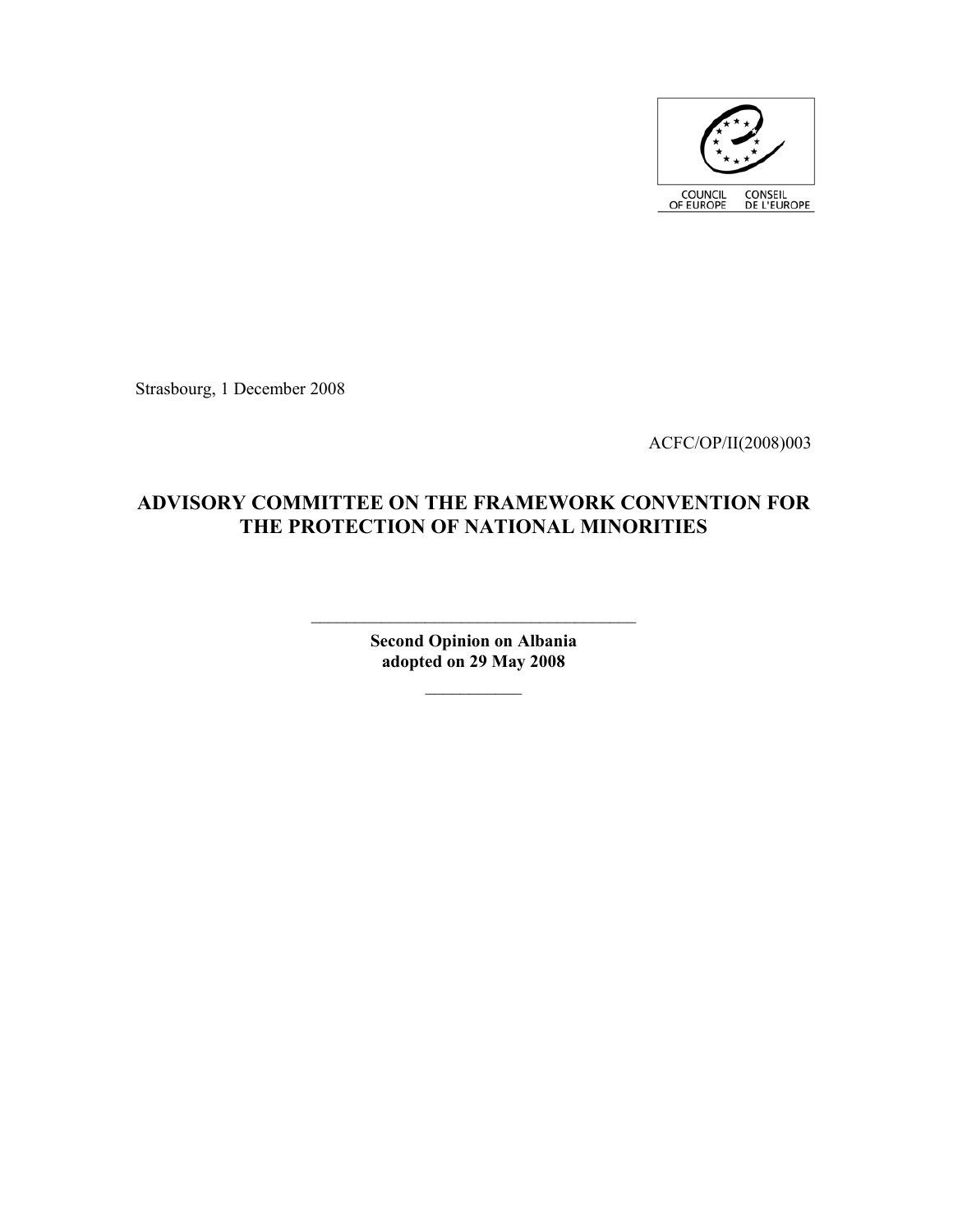COUNCIL OF EUROPE CONSEIL DE L'EUROPE

Strasbourg, 1 December 2008

ACFC/OP/II(2008)003

# ADVISORY COMMITTEE ON THE FRAMEWORK CONVENTION FOR THE PROTECTION OF NATIONAL MINORITIES

---

**Second Opinion on Albania**
**adopted on 29 May 2008**

---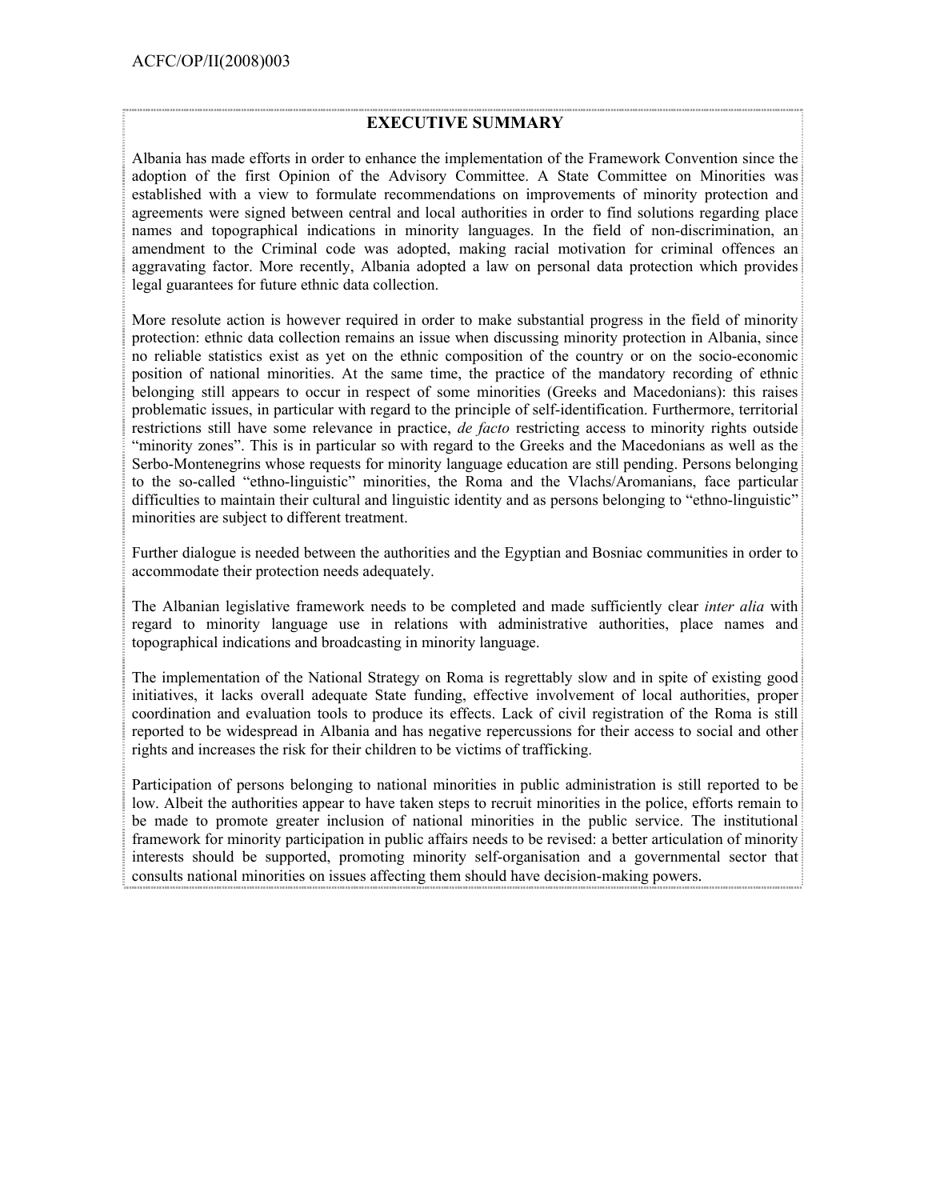## EXECUTIVE SUMMARY

Albania has made efforts in order to enhance the implementation of the Framework Convention since the adoption of the first Opinion of the Advisory Committee. A State Committee on Minorities was established with a view to formulate recommendations on improvements of minority protection and agreements were signed between central and local authorities in order to find solutions regarding place names and topographical indications in minority languages. In the field of non-discrimination, an amendment to the Criminal code was adopted, making racial motivation for criminal offences an aggravating factor. More recently, Albania adopted a law on personal data protection which provides legal guarantees for future ethnic data collection.

More resolute action is however required in order to make substantial progress in the field of minority protection: ethnic data collection remains an issue when discussing minority protection in Albania, since no reliable statistics exist as yet on the ethnic composition of the country or on the socio-economic position of national minorities. At the same time, the practice of the mandatory recording of ethnic belonging still appears to occur in respect of some minorities (Greeks and Macedonians): this raises problematic issues, in particular with regard to the principle of self-identification. Furthermore, territorial restrictions still have some relevance in practice, *de facto* restricting access to minority rights outside "minority zones". This is in particular so with regard to the Greeks and the Macedonians as well as the Serbo-Montenegrins whose requests for minority language education are still pending. Persons belonging to the so-called "ethno-linguistic" minorities, the Roma and the Vlachs/Aromanians, face particular difficulties to maintain their cultural and linguistic identity and as persons belonging to "ethno-linguistic" minorities are subject to different treatment.

Further dialogue is needed between the authorities and the Egyptian and Bosniac communities in order to accommodate their protection needs adequately.

The Albanian legislative framework needs to be completed and made sufficiently clear *inter alia* with regard to minority language use in relations with administrative authorities, place names and topographical indications and broadcasting in minority language.

The implementation of the National Strategy on Roma is regrettably slow and in spite of existing good initiatives, it lacks overall adequate State funding, effective involvement of local authorities, proper coordination and evaluation tools to produce its effects. Lack of civil registration of the Roma is still reported to be widespread in Albania and has negative repercussions for their access to social and other rights and increases the risk for their children to be victims of trafficking.

Participation of persons belonging to national minorities in public administration is still reported to be low. Albeit the authorities appear to have taken steps to recruit minorities in the police, efforts remain to be made to promote greater inclusion of national minorities in the public service. The institutional framework for minority participation in public affairs needs to be revised: a better articulation of minority interests should be supported, promoting minority self-organisation and a governmental sector that consults national minorities on issues affecting them should have decision-making powers.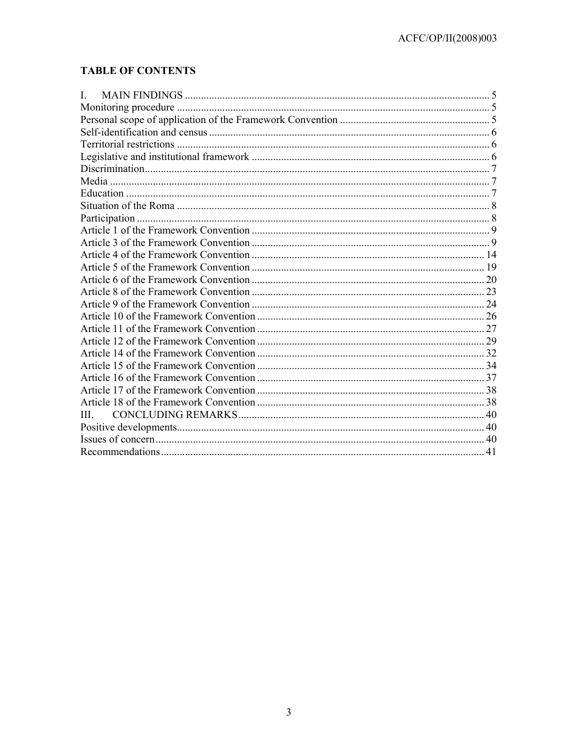**TABLE OF CONTENTS**

I. MAIN FINDINGS .......... 5
Monitoring procedure .......... 5
Personal scope of application of the Framework Convention .......... 5
Self-identification and census .......... 6
Territorial restrictions .......... 6
Legislative and institutional framework .......... 6
Discrimination .......... 7
Media .......... 7
Education .......... 7
Situation of the Roma .......... 8
Participation .......... 8
Article 1 of the Framework Convention .......... 9
Article 3 of the Framework Convention .......... 9
Article 4 of the Framework Convention .......... 14
Article 5 of the Framework Convention .......... 19
Article 6 of the Framework Convention .......... 20
Article 8 of the Framework Convention .......... 23
Article 9 of the Framework Convention .......... 24
Article 10 of the Framework Convention .......... 26
Article 11 of the Framework Convention .......... 27
Article 12 of the Framework Convention .......... 29
Article 14 of the Framework Convention .......... 32
Article 15 of the Framework Convention .......... 34
Article 16 of the Framework Convention .......... 37
Article 17 of the Framework Convention .......... 38
Article 18 of the Framework Convention .......... 38
III. CONCLUDING REMARKS .......... 40
Positive developments .......... 40
Issues of concern .......... 40
Recommendations .......... 41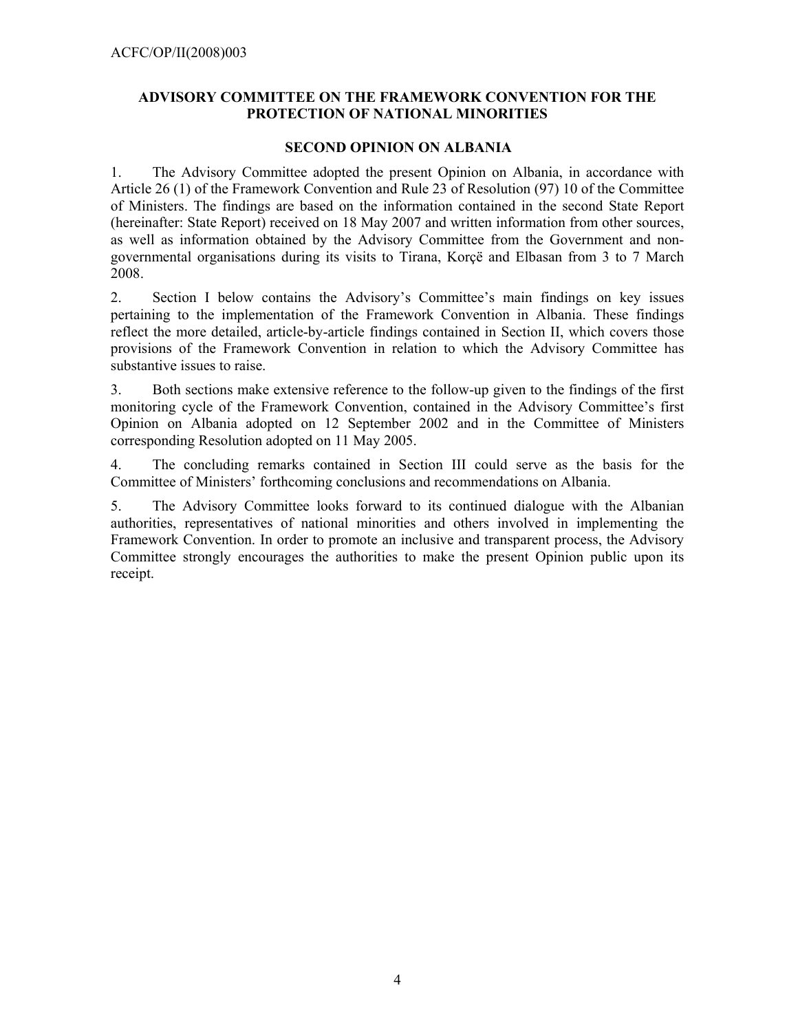## ADVISORY COMMITTEE ON THE FRAMEWORK CONVENTION FOR THE PROTECTION OF NATIONAL MINORITIES

### SECOND OPINION ON ALBANIA

1. The Advisory Committee adopted the present Opinion on Albania, in accordance with Article 26 (1) of the Framework Convention and Rule 23 of Resolution (97) 10 of the Committee of Ministers. The findings are based on the information contained in the second State Report (hereinafter: State Report) received on 18 May 2007 and written information from other sources, as well as information obtained by the Advisory Committee from the Government and non-governmental organisations during its visits to Tirana, Korçë and Elbasan from 3 to 7 March 2008.

2. Section I below contains the Advisory's Committee's main findings on key issues pertaining to the implementation of the Framework Convention in Albania. These findings reflect the more detailed, article-by-article findings contained in Section II, which covers those provisions of the Framework Convention in relation to which the Advisory Committee has substantive issues to raise.

3. Both sections make extensive reference to the follow-up given to the findings of the first monitoring cycle of the Framework Convention, contained in the Advisory Committee's first Opinion on Albania adopted on 12 September 2002 and in the Committee of Ministers corresponding Resolution adopted on 11 May 2005.

4. The concluding remarks contained in Section III could serve as the basis for the Committee of Ministers' forthcoming conclusions and recommendations on Albania.

5. The Advisory Committee looks forward to its continued dialogue with the Albanian authorities, representatives of national minorities and others involved in implementing the Framework Convention. In order to promote an inclusive and transparent process, the Advisory Committee strongly encourages the authorities to make the present Opinion public upon its receipt.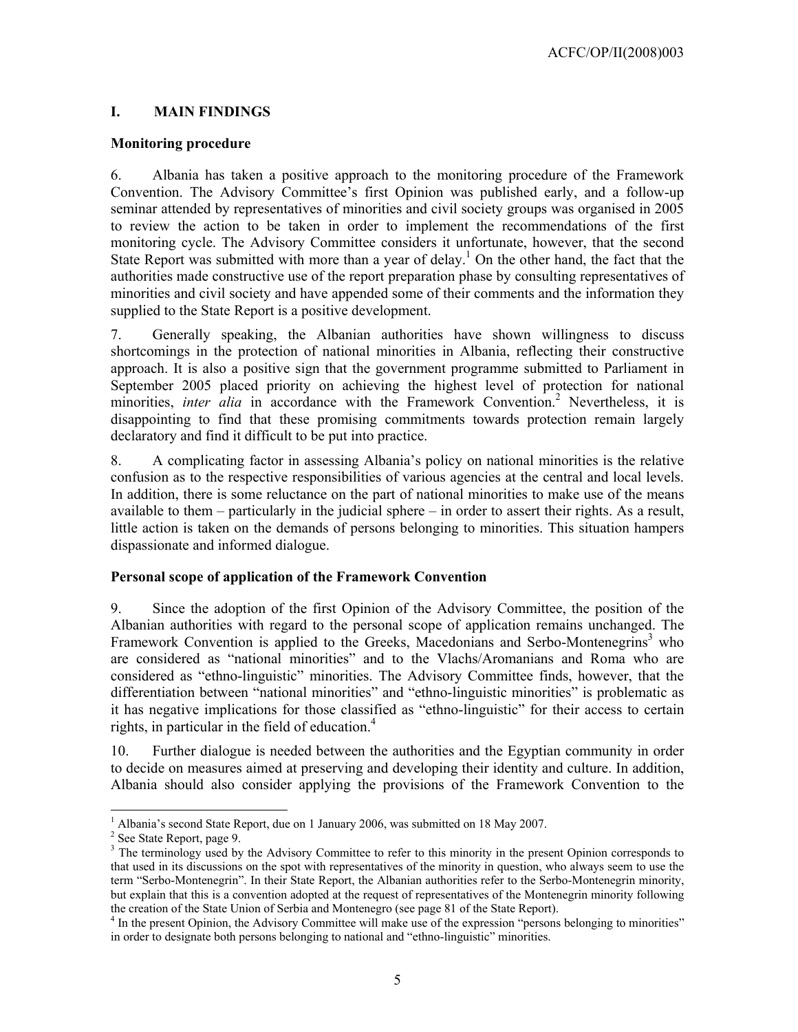## I. MAIN FINDINGS

### Monitoring procedure

6. Albania has taken a positive approach to the monitoring procedure of the Framework Convention. The Advisory Committee's first Opinion was published early, and a follow-up seminar attended by representatives of minorities and civil society groups was organised in 2005 to review the action to be taken in order to implement the recommendations of the first monitoring cycle. The Advisory Committee considers it unfortunate, however, that the second State Report was submitted with more than a year of delay.[1] On the other hand, the fact that the authorities made constructive use of the report preparation phase by consulting representatives of minorities and civil society and have appended some of their comments and the information they supplied to the State Report is a positive development.

7. Generally speaking, the Albanian authorities have shown willingness to discuss shortcomings in the protection of national minorities in Albania, reflecting their constructive approach. It is also a positive sign that the government programme submitted to Parliament in September 2005 placed priority on achieving the highest level of protection for national minorities, *inter alia* in accordance with the Framework Convention.[2] Nevertheless, it is disappointing to find that these promising commitments towards protection remain largely declaratory and find it difficult to be put into practice.

8. A complicating factor in assessing Albania's policy on national minorities is the relative confusion as to the respective responsibilities of various agencies at the central and local levels. In addition, there is some reluctance on the part of national minorities to make use of the means available to them – particularly in the judicial sphere – in order to assert their rights. As a result, little action is taken on the demands of persons belonging to minorities. This situation hampers dispassionate and informed dialogue.

### Personal scope of application of the Framework Convention

9. Since the adoption of the first Opinion of the Advisory Committee, the position of the Albanian authorities with regard to the personal scope of application remains unchanged. The Framework Convention is applied to the Greeks, Macedonians and Serbo-Montenegrins[3] who are considered as "national minorities" and to the Vlachs/Aromanians and Roma who are considered as "ethno-linguistic" minorities. The Advisory Committee finds, however, that the differentiation between "national minorities" and "ethno-linguistic minorities" is problematic as it has negative implications for those classified as "ethno-linguistic" for their access to certain rights, in particular in the field of education.[4]

10. Further dialogue is needed between the authorities and the Egyptian community in order to decide on measures aimed at preserving and developing their identity and culture. In addition, Albania should also consider applying the provisions of the Framework Convention to the

---

[1] Albania's second State Report, due on 1 January 2006, was submitted on 18 May 2007.

[2] See State Report, page 9.

[3] The terminology used by the Advisory Committee to refer to this minority in the present Opinion corresponds to that used in its discussions on the spot with representatives of the minority in question, who always seem to use the term "Serbo-Montenegrin". In their State Report, the Albanian authorities refer to the Serbo-Montenegrin minority, but explain that this is a convention adopted at the request of representatives of the Montenegrin minority following the creation of the State Union of Serbia and Montenegro (see page 81 of the State Report).

[4] In the present Opinion, the Advisory Committee will make use of the expression "persons belonging to minorities" in order to designate both persons belonging to national and "ethno-linguistic" minorities.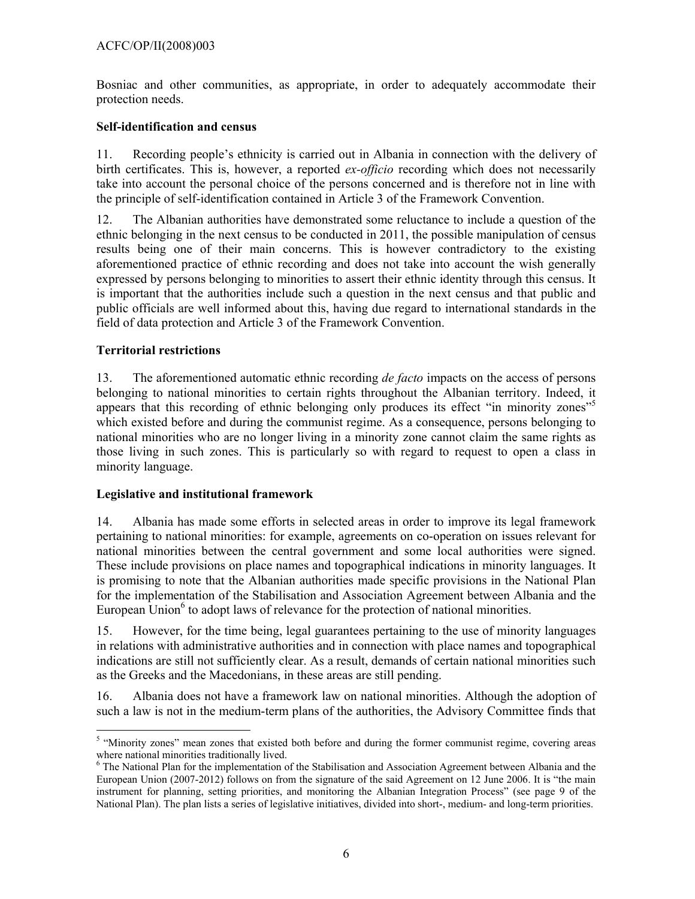Bosniac and other communities, as appropriate, in order to adequately accommodate their protection needs.

**Self-identification and census**

11. Recording people's ethnicity is carried out in Albania in connection with the delivery of birth certificates. This is, however, a reported *ex-officio* recording which does not necessarily take into account the personal choice of the persons concerned and is therefore not in line with the principle of self-identification contained in Article 3 of the Framework Convention.

12. The Albanian authorities have demonstrated some reluctance to include a question of the ethnic belonging in the next census to be conducted in 2011, the possible manipulation of census results being one of their main concerns. This is however contradictory to the existing aforementioned practice of ethnic recording and does not take into account the wish generally expressed by persons belonging to minorities to assert their ethnic identity through this census. It is important that the authorities include such a question in the next census and that public and public officials are well informed about this, having due regard to international standards in the field of data protection and Article 3 of the Framework Convention.

**Territorial restrictions**

13. The aforementioned automatic ethnic recording *de facto* impacts on the access of persons belonging to national minorities to certain rights throughout the Albanian territory. Indeed, it appears that this recording of ethnic belonging only produces its effect "in minority zones"[5] which existed before and during the communist regime. As a consequence, persons belonging to national minorities who are no longer living in a minority zone cannot claim the same rights as those living in such zones. This is particularly so with regard to request to open a class in minority language.

**Legislative and institutional framework**

14. Albania has made some efforts in selected areas in order to improve its legal framework pertaining to national minorities: for example, agreements on co-operation on issues relevant for national minorities between the central government and some local authorities were signed. These include provisions on place names and topographical indications in minority languages. It is promising to note that the Albanian authorities made specific provisions in the National Plan for the implementation of the Stabilisation and Association Agreement between Albania and the European Union[6] to adopt laws of relevance for the protection of national minorities.

15. However, for the time being, legal guarantees pertaining to the use of minority languages in relations with administrative authorities and in connection with place names and topographical indications are still not sufficiently clear. As a result, demands of certain national minorities such as the Greeks and the Macedonians, in these areas are still pending.

16. Albania does not have a framework law on national minorities. Although the adoption of such a law is not in the medium-term plans of the authorities, the Advisory Committee finds that

---

[5] "Minority zones" mean zones that existed both before and during the former communist regime, covering areas where national minorities traditionally lived.

[6] The National Plan for the implementation of the Stabilisation and Association Agreement between Albania and the European Union (2007-2012) follows on from the signature of the said Agreement on 12 June 2006. It is "the main instrument for planning, setting priorities, and monitoring the Albanian Integration Process" (see page 9 of the National Plan). The plan lists a series of legislative initiatives, divided into short-, medium- and long-term priorities.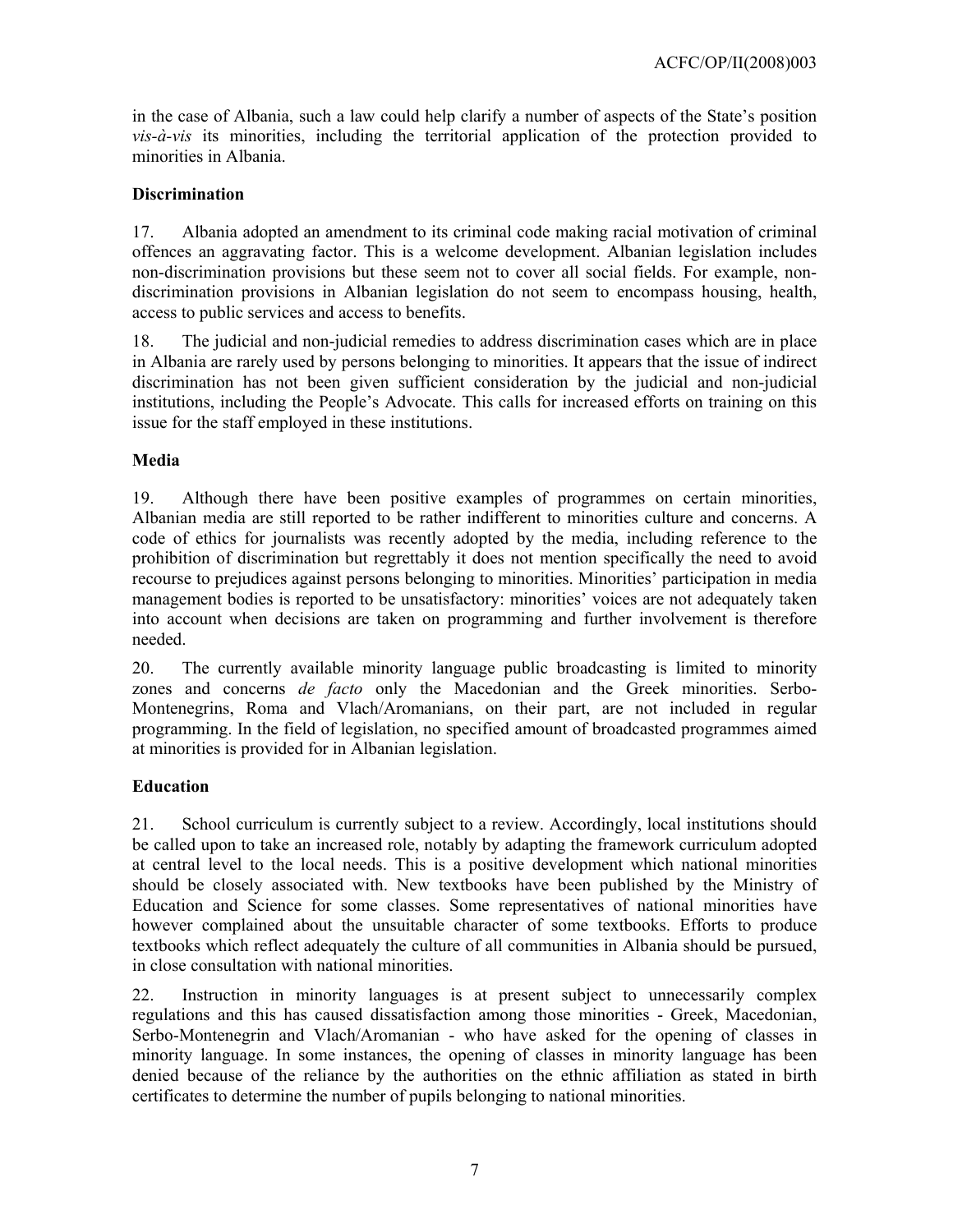in the case of Albania, such a law could help clarify a number of aspects of the State's position *vis-à-vis* its minorities, including the territorial application of the protection provided to minorities in Albania.

**Discrimination**

17. Albania adopted an amendment to its criminal code making racial motivation of criminal offences an aggravating factor. This is a welcome development. Albanian legislation includes non-discrimination provisions but these seem not to cover all social fields. For example, non-discrimination provisions in Albanian legislation do not seem to encompass housing, health, access to public services and access to benefits.

18. The judicial and non-judicial remedies to address discrimination cases which are in place in Albania are rarely used by persons belonging to minorities. It appears that the issue of indirect discrimination has not been given sufficient consideration by the judicial and non-judicial institutions, including the People's Advocate. This calls for increased efforts on training on this issue for the staff employed in these institutions.

**Media**

19. Although there have been positive examples of programmes on certain minorities, Albanian media are still reported to be rather indifferent to minorities culture and concerns. A code of ethics for journalists was recently adopted by the media, including reference to the prohibition of discrimination but regrettably it does not mention specifically the need to avoid recourse to prejudices against persons belonging to minorities. Minorities' participation in media management bodies is reported to be unsatisfactory: minorities' voices are not adequately taken into account when decisions are taken on programming and further involvement is therefore needed.

20. The currently available minority language public broadcasting is limited to minority zones and concerns *de facto* only the Macedonian and the Greek minorities. Serbo-Montenegrins, Roma and Vlach/Aromanians, on their part, are not included in regular programming. In the field of legislation, no specified amount of broadcasted programmes aimed at minorities is provided for in Albanian legislation.

**Education**

21. School curriculum is currently subject to a review. Accordingly, local institutions should be called upon to take an increased role, notably by adapting the framework curriculum adopted at central level to the local needs. This is a positive development which national minorities should be closely associated with. New textbooks have been published by the Ministry of Education and Science for some classes. Some representatives of national minorities have however complained about the unsuitable character of some textbooks. Efforts to produce textbooks which reflect adequately the culture of all communities in Albania should be pursued, in close consultation with national minorities.

22. Instruction in minority languages is at present subject to unnecessarily complex regulations and this has caused dissatisfaction among those minorities - Greek, Macedonian, Serbo-Montenegrin and Vlach/Aromanian - who have asked for the opening of classes in minority language. In some instances, the opening of classes in minority language has been denied because of the reliance by the authorities on the ethnic affiliation as stated in birth certificates to determine the number of pupils belonging to national minorities.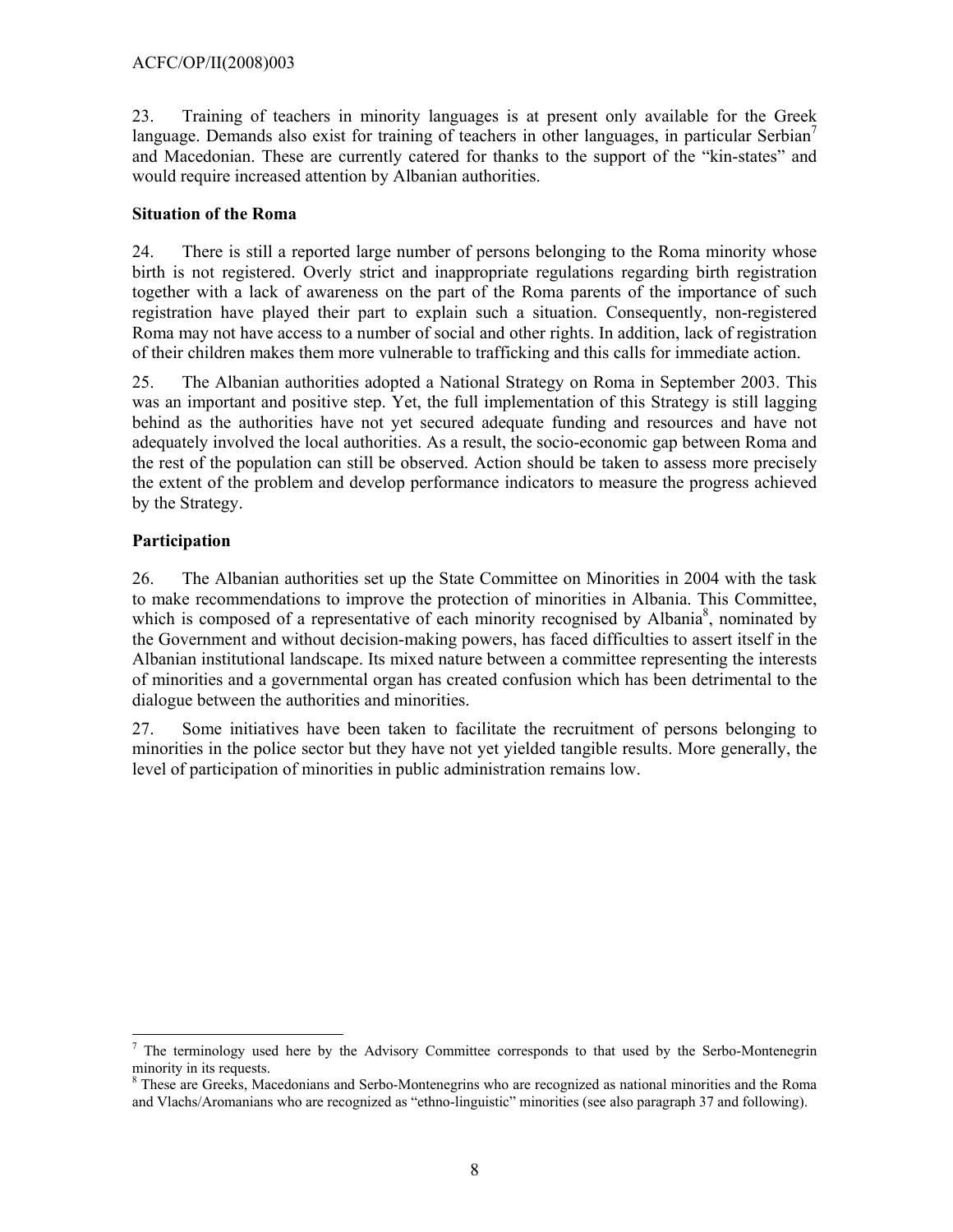23. Training of teachers in minority languages is at present only available for the Greek language. Demands also exist for training of teachers in other languages, in particular Serbian[7] and Macedonian. These are currently catered for thanks to the support of the "kin-states" and would require increased attention by Albanian authorities.

**Situation of the Roma**

24. There is still a reported large number of persons belonging to the Roma minority whose birth is not registered. Overly strict and inappropriate regulations regarding birth registration together with a lack of awareness on the part of the Roma parents of the importance of such registration have played their part to explain such a situation. Consequently, non-registered Roma may not have access to a number of social and other rights. In addition, lack of registration of their children makes them more vulnerable to trafficking and this calls for immediate action.

25. The Albanian authorities adopted a National Strategy on Roma in September 2003. This was an important and positive step. Yet, the full implementation of this Strategy is still lagging behind as the authorities have not yet secured adequate funding and resources and have not adequately involved the local authorities. As a result, the socio-economic gap between Roma and the rest of the population can still be observed. Action should be taken to assess more precisely the extent of the problem and develop performance indicators to measure the progress achieved by the Strategy.

**Participation**

26. The Albanian authorities set up the State Committee on Minorities in 2004 with the task to make recommendations to improve the protection of minorities in Albania. This Committee, which is composed of a representative of each minority recognised by Albania[8], nominated by the Government and without decision-making powers, has faced difficulties to assert itself in the Albanian institutional landscape. Its mixed nature between a committee representing the interests of minorities and a governmental organ has created confusion which has been detrimental to the dialogue between the authorities and minorities.

27. Some initiatives have been taken to facilitate the recruitment of persons belonging to minorities in the police sector but they have not yet yielded tangible results. More generally, the level of participation of minorities in public administration remains low.

---

[7] The terminology used here by the Advisory Committee corresponds to that used by the Serbo-Montenegrin minority in its requests.

[8] These are Greeks, Macedonians and Serbo-Montenegrins who are recognized as national minorities and the Roma and Vlachs/Aromanians who are recognized as "ethno-linguistic" minorities (see also paragraph 37 and following).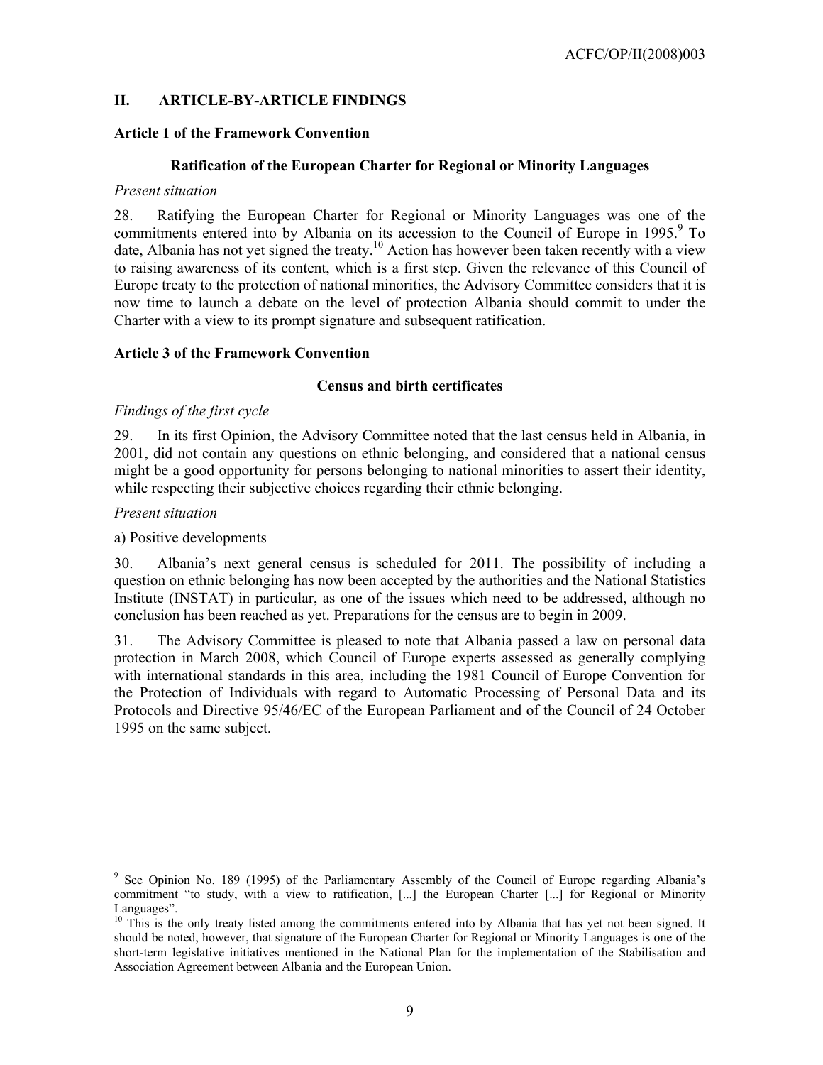## II. ARTICLE-BY-ARTICLE FINDINGS

### Article 1 of the Framework Convention

#### Ratification of the European Charter for Regional or Minority Languages

*Present situation*

28. Ratifying the European Charter for Regional or Minority Languages was one of the commitments entered into by Albania on its accession to the Council of Europe in 1995.[9] To date, Albania has not yet signed the treaty.[10] Action has however been taken recently with a view to raising awareness of its content, which is a first step. Given the relevance of this Council of Europe treaty to the protection of national minorities, the Advisory Committee considers that it is now time to launch a debate on the level of protection Albania should commit to under the Charter with a view to its prompt signature and subsequent ratification.

### Article 3 of the Framework Convention

#### Census and birth certificates

*Findings of the first cycle*

29. In its first Opinion, the Advisory Committee noted that the last census held in Albania, in 2001, did not contain any questions on ethnic belonging, and considered that a national census might be a good opportunity for persons belonging to national minorities to assert their identity, while respecting their subjective choices regarding their ethnic belonging.

*Present situation*

a) Positive developments

30. Albania's next general census is scheduled for 2011. The possibility of including a question on ethnic belonging has now been accepted by the authorities and the National Statistics Institute (INSTAT) in particular, as one of the issues which need to be addressed, although no conclusion has been reached as yet. Preparations for the census are to begin in 2009.

31. The Advisory Committee is pleased to note that Albania passed a law on personal data protection in March 2008, which Council of Europe experts assessed as generally complying with international standards in this area, including the 1981 Council of Europe Convention for the Protection of Individuals with regard to Automatic Processing of Personal Data and its Protocols and Directive 95/46/EC of the European Parliament and of the Council of 24 October 1995 on the same subject.

---

[9] See Opinion No. 189 (1995) of the Parliamentary Assembly of the Council of Europe regarding Albania's commitment "to study, with a view to ratification, [...] the European Charter [...] for Regional or Minority Languages".

[10] This is the only treaty listed among the commitments entered into by Albania that has yet not been signed. It should be noted, however, that signature of the European Charter for Regional or Minority Languages is one of the short-term legislative initiatives mentioned in the National Plan for the implementation of the Stabilisation and Association Agreement between Albania and the European Union.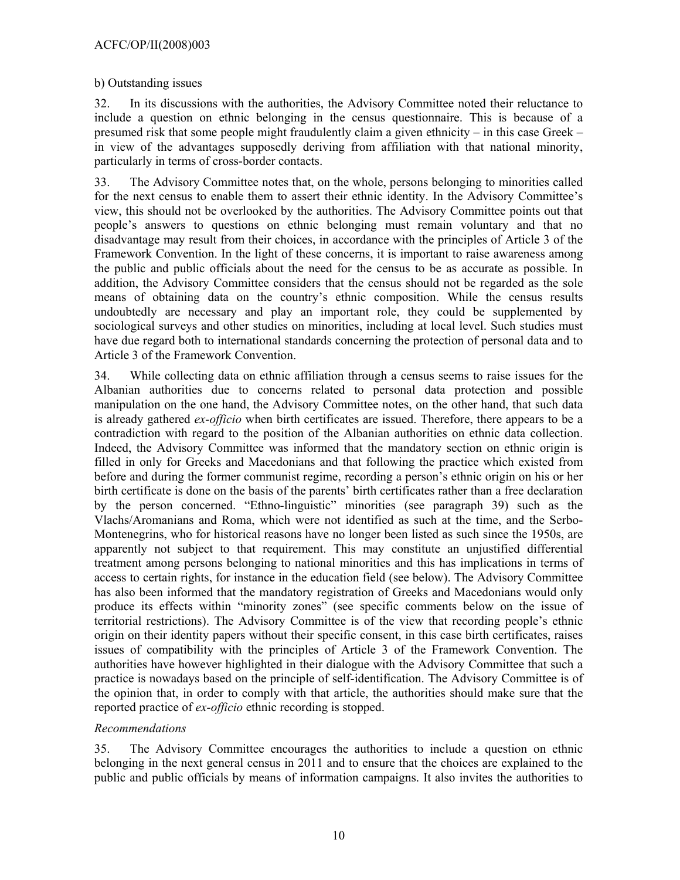b) Outstanding issues

32. In its discussions with the authorities, the Advisory Committee noted their reluctance to include a question on ethnic belonging in the census questionnaire. This is because of a presumed risk that some people might fraudulently claim a given ethnicity – in this case Greek – in view of the advantages supposedly deriving from affiliation with that national minority, particularly in terms of cross-border contacts.

33. The Advisory Committee notes that, on the whole, persons belonging to minorities called for the next census to enable them to assert their ethnic identity. In the Advisory Committee's view, this should not be overlooked by the authorities. The Advisory Committee points out that people's answers to questions on ethnic belonging must remain voluntary and that no disadvantage may result from their choices, in accordance with the principles of Article 3 of the Framework Convention. In the light of these concerns, it is important to raise awareness among the public and public officials about the need for the census to be as accurate as possible. In addition, the Advisory Committee considers that the census should not be regarded as the sole means of obtaining data on the country's ethnic composition. While the census results undoubtedly are necessary and play an important role, they could be supplemented by sociological surveys and other studies on minorities, including at local level. Such studies must have due regard both to international standards concerning the protection of personal data and to Article 3 of the Framework Convention.

34. While collecting data on ethnic affiliation through a census seems to raise issues for the Albanian authorities due to concerns related to personal data protection and possible manipulation on the one hand, the Advisory Committee notes, on the other hand, that such data is already gathered *ex-officio* when birth certificates are issued. Therefore, there appears to be a contradiction with regard to the position of the Albanian authorities on ethnic data collection. Indeed, the Advisory Committee was informed that the mandatory section on ethnic origin is filled in only for Greeks and Macedonians and that following the practice which existed from before and during the former communist regime, recording a person's ethnic origin on his or her birth certificate is done on the basis of the parents' birth certificates rather than a free declaration by the person concerned. "Ethno-linguistic" minorities (see paragraph 39) such as the Vlachs/Aromanians and Roma, which were not identified as such at the time, and the Serbo-Montenegrins, who for historical reasons have no longer been listed as such since the 1950s, are apparently not subject to that requirement. This may constitute an unjustified differential treatment among persons belonging to national minorities and this has implications in terms of access to certain rights, for instance in the education field (see below). The Advisory Committee has also been informed that the mandatory registration of Greeks and Macedonians would only produce its effects within "minority zones" (see specific comments below on the issue of territorial restrictions). The Advisory Committee is of the view that recording people's ethnic origin on their identity papers without their specific consent, in this case birth certificates, raises issues of compatibility with the principles of Article 3 of the Framework Convention. The authorities have however highlighted in their dialogue with the Advisory Committee that such a practice is nowadays based on the principle of self-identification. The Advisory Committee is of the opinion that, in order to comply with that article, the authorities should make sure that the reported practice of *ex-officio* ethnic recording is stopped.

*Recommendations*

35. The Advisory Committee encourages the authorities to include a question on ethnic belonging in the next general census in 2011 and to ensure that the choices are explained to the public and public officials by means of information campaigns. It also invites the authorities to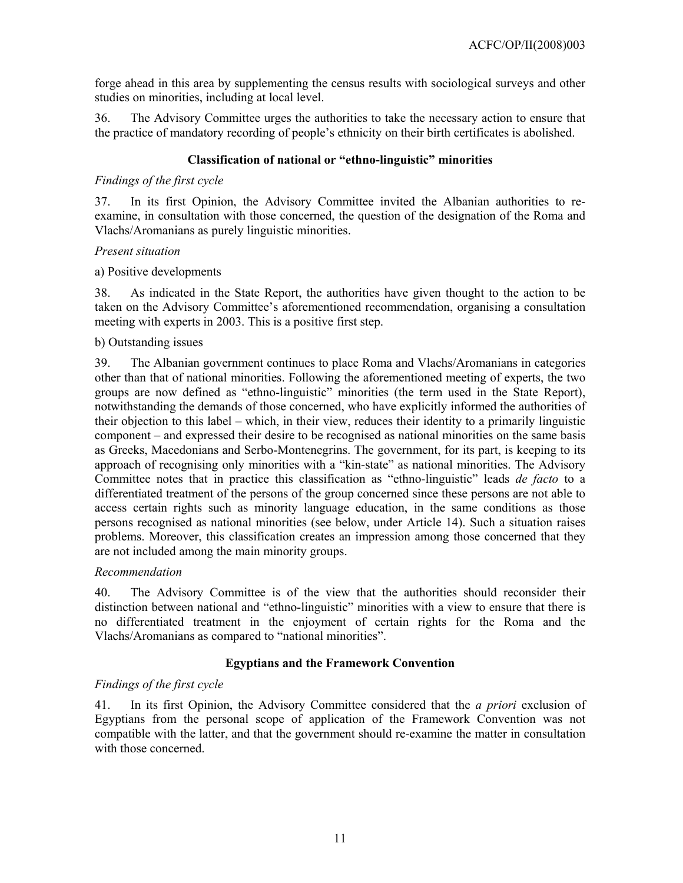forge ahead in this area by supplementing the census results with sociological surveys and other studies on minorities, including at local level.

36. The Advisory Committee urges the authorities to take the necessary action to ensure that the practice of mandatory recording of people's ethnicity on their birth certificates is abolished.

### Classification of national or "ethno-linguistic" minorities

*Findings of the first cycle*

37. In its first Opinion, the Advisory Committee invited the Albanian authorities to re-examine, in consultation with those concerned, the question of the designation of the Roma and Vlachs/Aromanians as purely linguistic minorities.

*Present situation*

a) Positive developments

38. As indicated in the State Report, the authorities have given thought to the action to be taken on the Advisory Committee's aforementioned recommendation, organising a consultation meeting with experts in 2003. This is a positive first step.

b) Outstanding issues

39. The Albanian government continues to place Roma and Vlachs/Aromanians in categories other than that of national minorities. Following the aforementioned meeting of experts, the two groups are now defined as "ethno-linguistic" minorities (the term used in the State Report), notwithstanding the demands of those concerned, who have explicitly informed the authorities of their objection to this label – which, in their view, reduces their identity to a primarily linguistic component – and expressed their desire to be recognised as national minorities on the same basis as Greeks, Macedonians and Serbo-Montenegrins. The government, for its part, is keeping to its approach of recognising only minorities with a "kin-state" as national minorities. The Advisory Committee notes that in practice this classification as "ethno-linguistic" leads *de facto* to a differentiated treatment of the persons of the group concerned since these persons are not able to access certain rights such as minority language education, in the same conditions as those persons recognised as national minorities (see below, under Article 14). Such a situation raises problems. Moreover, this classification creates an impression among those concerned that they are not included among the main minority groups.

*Recommendation*

40. The Advisory Committee is of the view that the authorities should reconsider their distinction between national and "ethno-linguistic" minorities with a view to ensure that there is no differentiated treatment in the enjoyment of certain rights for the Roma and the Vlachs/Aromanians as compared to "national minorities".

### Egyptians and the Framework Convention

*Findings of the first cycle*

41. In its first Opinion, the Advisory Committee considered that the *a priori* exclusion of Egyptians from the personal scope of application of the Framework Convention was not compatible with the latter, and that the government should re-examine the matter in consultation with those concerned.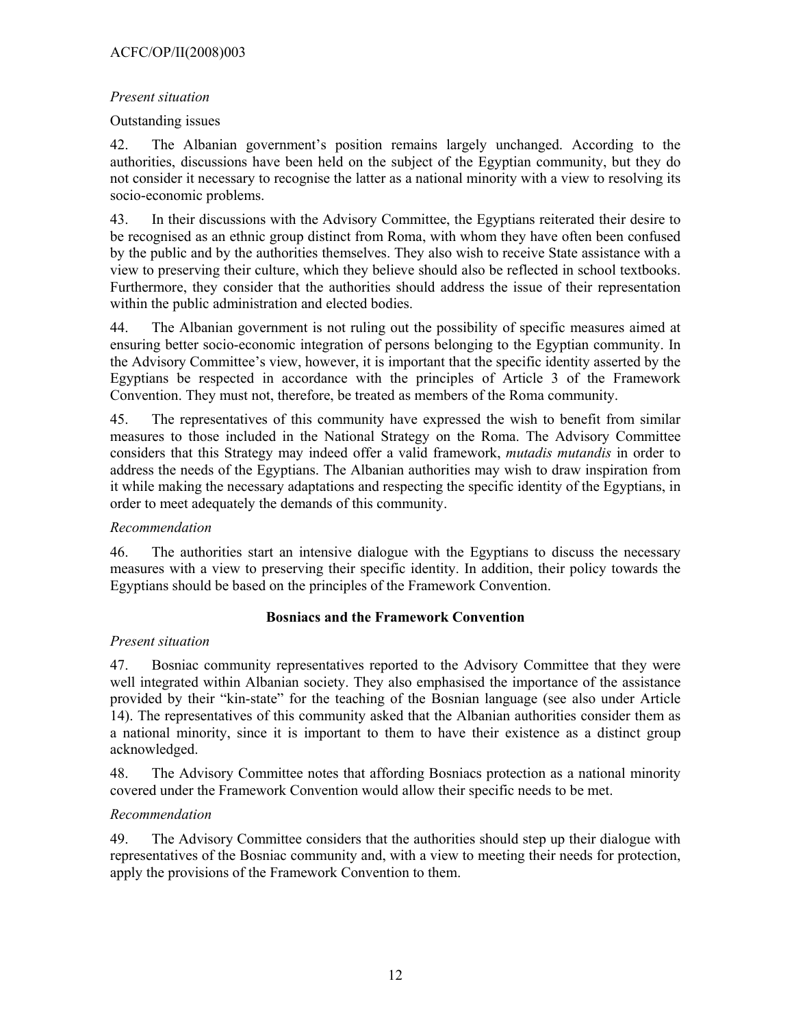*Present situation*

Outstanding issues

42. The Albanian government's position remains largely unchanged. According to the authorities, discussions have been held on the subject of the Egyptian community, but they do not consider it necessary to recognise the latter as a national minority with a view to resolving its socio-economic problems.

43. In their discussions with the Advisory Committee, the Egyptians reiterated their desire to be recognised as an ethnic group distinct from Roma, with whom they have often been confused by the public and by the authorities themselves. They also wish to receive State assistance with a view to preserving their culture, which they believe should also be reflected in school textbooks. Furthermore, they consider that the authorities should address the issue of their representation within the public administration and elected bodies.

44. The Albanian government is not ruling out the possibility of specific measures aimed at ensuring better socio-economic integration of persons belonging to the Egyptian community. In the Advisory Committee's view, however, it is important that the specific identity asserted by the Egyptians be respected in accordance with the principles of Article 3 of the Framework Convention. They must not, therefore, be treated as members of the Roma community.

45. The representatives of this community have expressed the wish to benefit from similar measures to those included in the National Strategy on the Roma. The Advisory Committee considers that this Strategy may indeed offer a valid framework, *mutadis mutandis* in order to address the needs of the Egyptians. The Albanian authorities may wish to draw inspiration from it while making the necessary adaptations and respecting the specific identity of the Egyptians, in order to meet adequately the demands of this community.

*Recommendation*

46. The authorities start an intensive dialogue with the Egyptians to discuss the necessary measures with a view to preserving their specific identity. In addition, their policy towards the Egyptians should be based on the principles of the Framework Convention.

**Bosniacs and the Framework Convention**

*Present situation*

47. Bosniac community representatives reported to the Advisory Committee that they were well integrated within Albanian society. They also emphasised the importance of the assistance provided by their "kin-state" for the teaching of the Bosnian language (see also under Article 14). The representatives of this community asked that the Albanian authorities consider them as a national minority, since it is important to them to have their existence as a distinct group acknowledged.

48. The Advisory Committee notes that affording Bosniacs protection as a national minority covered under the Framework Convention would allow their specific needs to be met.

*Recommendation*

49. The Advisory Committee considers that the authorities should step up their dialogue with representatives of the Bosniac community and, with a view to meeting their needs for protection, apply the provisions of the Framework Convention to them.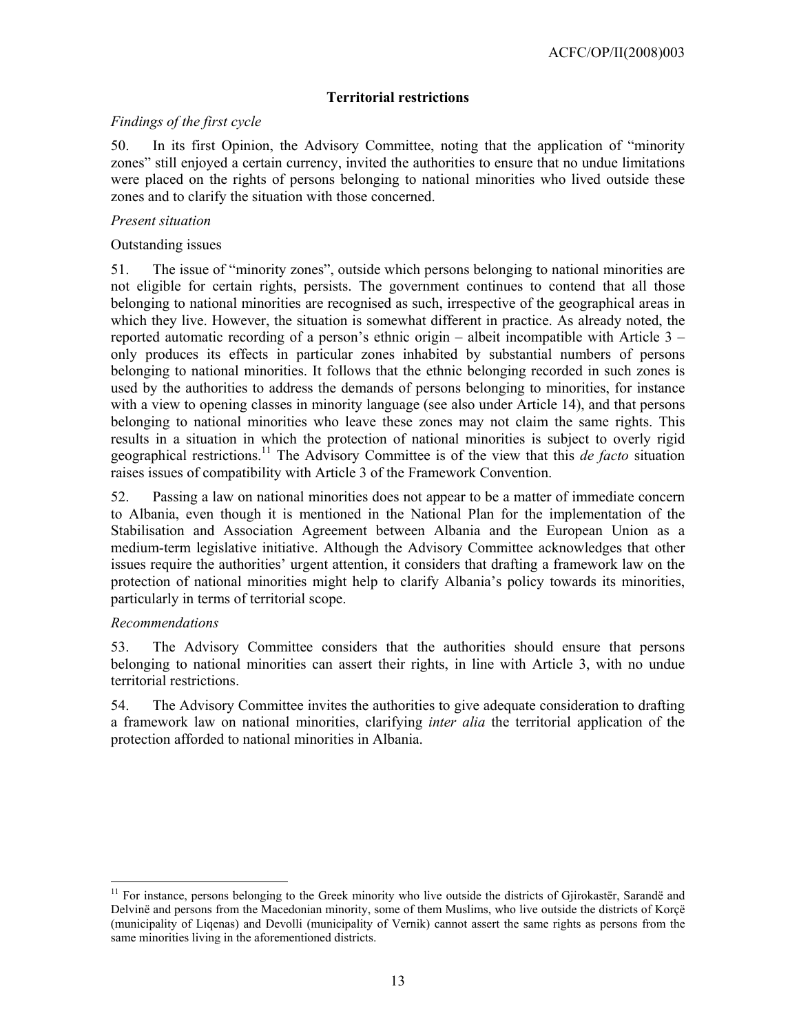### Territorial restrictions

*Findings of the first cycle*

50. In its first Opinion, the Advisory Committee, noting that the application of "minority zones" still enjoyed a certain currency, invited the authorities to ensure that no undue limitations were placed on the rights of persons belonging to national minorities who lived outside these zones and to clarify the situation with those concerned.

*Present situation*

Outstanding issues

51. The issue of "minority zones", outside which persons belonging to national minorities are not eligible for certain rights, persists. The government continues to contend that all those belonging to national minorities are recognised as such, irrespective of the geographical areas in which they live. However, the situation is somewhat different in practice. As already noted, the reported automatic recording of a person's ethnic origin – albeit incompatible with Article 3 – only produces its effects in particular zones inhabited by substantial numbers of persons belonging to national minorities. It follows that the ethnic belonging recorded in such zones is used by the authorities to address the demands of persons belonging to minorities, for instance with a view to opening classes in minority language (see also under Article 14), and that persons belonging to national minorities who leave these zones may not claim the same rights. This results in a situation in which the protection of national minorities is subject to overly rigid geographical restrictions.[11] The Advisory Committee is of the view that this *de facto* situation raises issues of compatibility with Article 3 of the Framework Convention.

52. Passing a law on national minorities does not appear to be a matter of immediate concern to Albania, even though it is mentioned in the National Plan for the implementation of the Stabilisation and Association Agreement between Albania and the European Union as a medium-term legislative initiative. Although the Advisory Committee acknowledges that other issues require the authorities' urgent attention, it considers that drafting a framework law on the protection of national minorities might help to clarify Albania's policy towards its minorities, particularly in terms of territorial scope.

*Recommendations*

53. The Advisory Committee considers that the authorities should ensure that persons belonging to national minorities can assert their rights, in line with Article 3, with no undue territorial restrictions.

54. The Advisory Committee invites the authorities to give adequate consideration to drafting a framework law on national minorities, clarifying *inter alia* the territorial application of the protection afforded to national minorities in Albania.

---

[11] For instance, persons belonging to the Greek minority who live outside the districts of Gjirokastër, Sarandë and Delvinë and persons from the Macedonian minority, some of them Muslims, who live outside the districts of Korçë (municipality of Liqenas) and Devolli (municipality of Vernik) cannot assert the same rights as persons from the same minorities living in the aforementioned districts.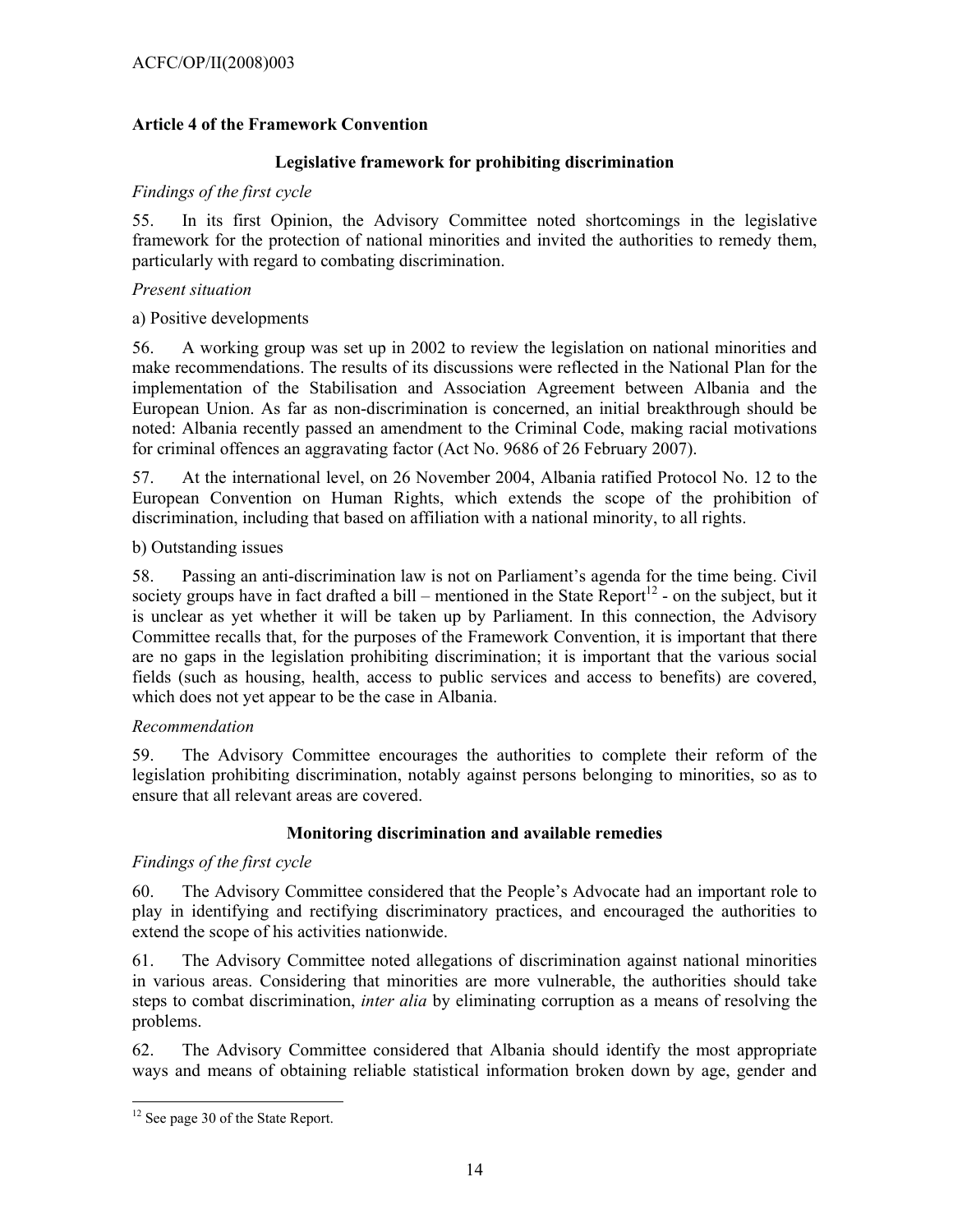## Article 4 of the Framework Convention

### Legislative framework for prohibiting discrimination

*Findings of the first cycle*

55. In its first Opinion, the Advisory Committee noted shortcomings in the legislative framework for the protection of national minorities and invited the authorities to remedy them, particularly with regard to combating discrimination.

*Present situation*

a) Positive developments

56. A working group was set up in 2002 to review the legislation on national minorities and make recommendations. The results of its discussions were reflected in the National Plan for the implementation of the Stabilisation and Association Agreement between Albania and the European Union. As far as non-discrimination is concerned, an initial breakthrough should be noted: Albania recently passed an amendment to the Criminal Code, making racial motivations for criminal offences an aggravating factor (Act No. 9686 of 26 February 2007).

57. At the international level, on 26 November 2004, Albania ratified Protocol No. 12 to the European Convention on Human Rights, which extends the scope of the prohibition of discrimination, including that based on affiliation with a national minority, to all rights.

b) Outstanding issues

58. Passing an anti-discrimination law is not on Parliament's agenda for the time being. Civil society groups have in fact drafted a bill – mentioned in the State Report[12] - on the subject, but it is unclear as yet whether it will be taken up by Parliament. In this connection, the Advisory Committee recalls that, for the purposes of the Framework Convention, it is important that there are no gaps in the legislation prohibiting discrimination; it is important that the various social fields (such as housing, health, access to public services and access to benefits) are covered, which does not yet appear to be the case in Albania.

*Recommendation*

59. The Advisory Committee encourages the authorities to complete their reform of the legislation prohibiting discrimination, notably against persons belonging to minorities, so as to ensure that all relevant areas are covered.

### Monitoring discrimination and available remedies

*Findings of the first cycle*

60. The Advisory Committee considered that the People's Advocate had an important role to play in identifying and rectifying discriminatory practices, and encouraged the authorities to extend the scope of his activities nationwide.

61. The Advisory Committee noted allegations of discrimination against national minorities in various areas. Considering that minorities are more vulnerable, the authorities should take steps to combat discrimination, *inter alia* by eliminating corruption as a means of resolving the problems.

62. The Advisory Committee considered that Albania should identify the most appropriate ways and means of obtaining reliable statistical information broken down by age, gender and

[12] See page 30 of the State Report.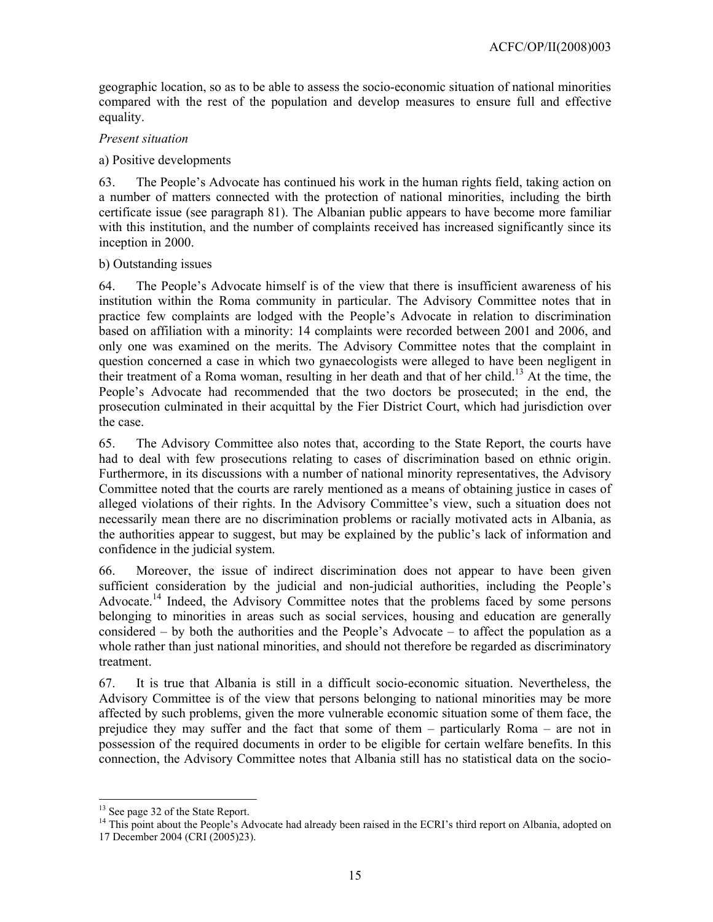geographic location, so as to be able to assess the socio-economic situation of national minorities compared with the rest of the population and develop measures to ensure full and effective equality.

*Present situation*

a) Positive developments

63. The People's Advocate has continued his work in the human rights field, taking action on a number of matters connected with the protection of national minorities, including the birth certificate issue (see paragraph 81). The Albanian public appears to have become more familiar with this institution, and the number of complaints received has increased significantly since its inception in 2000.

b) Outstanding issues

64. The People's Advocate himself is of the view that there is insufficient awareness of his institution within the Roma community in particular. The Advisory Committee notes that in practice few complaints are lodged with the People's Advocate in relation to discrimination based on affiliation with a minority: 14 complaints were recorded between 2001 and 2006, and only one was examined on the merits. The Advisory Committee notes that the complaint in question concerned a case in which two gynaecologists were alleged to have been negligent in their treatment of a Roma woman, resulting in her death and that of her child.[13] At the time, the People's Advocate had recommended that the two doctors be prosecuted; in the end, the prosecution culminated in their acquittal by the Fier District Court, which had jurisdiction over the case.

65. The Advisory Committee also notes that, according to the State Report, the courts have had to deal with few prosecutions relating to cases of discrimination based on ethnic origin. Furthermore, in its discussions with a number of national minority representatives, the Advisory Committee noted that the courts are rarely mentioned as a means of obtaining justice in cases of alleged violations of their rights. In the Advisory Committee's view, such a situation does not necessarily mean there are no discrimination problems or racially motivated acts in Albania, as the authorities appear to suggest, but may be explained by the public's lack of information and confidence in the judicial system.

66. Moreover, the issue of indirect discrimination does not appear to have been given sufficient consideration by the judicial and non-judicial authorities, including the People's Advocate.[14] Indeed, the Advisory Committee notes that the problems faced by some persons belonging to minorities in areas such as social services, housing and education are generally considered – by both the authorities and the People's Advocate – to affect the population as a whole rather than just national minorities, and should not therefore be regarded as discriminatory treatment.

67. It is true that Albania is still in a difficult socio-economic situation. Nevertheless, the Advisory Committee is of the view that persons belonging to national minorities may be more affected by such problems, given the more vulnerable economic situation some of them face, the prejudice they may suffer and the fact that some of them – particularly Roma – are not in possession of the required documents in order to be eligible for certain welfare benefits. In this connection, the Advisory Committee notes that Albania still has no statistical data on the socio-

---

[13] See page 32 of the State Report.

[14] This point about the People's Advocate had already been raised in the ECRI's third report on Albania, adopted on 17 December 2004 (CRI (2005)23).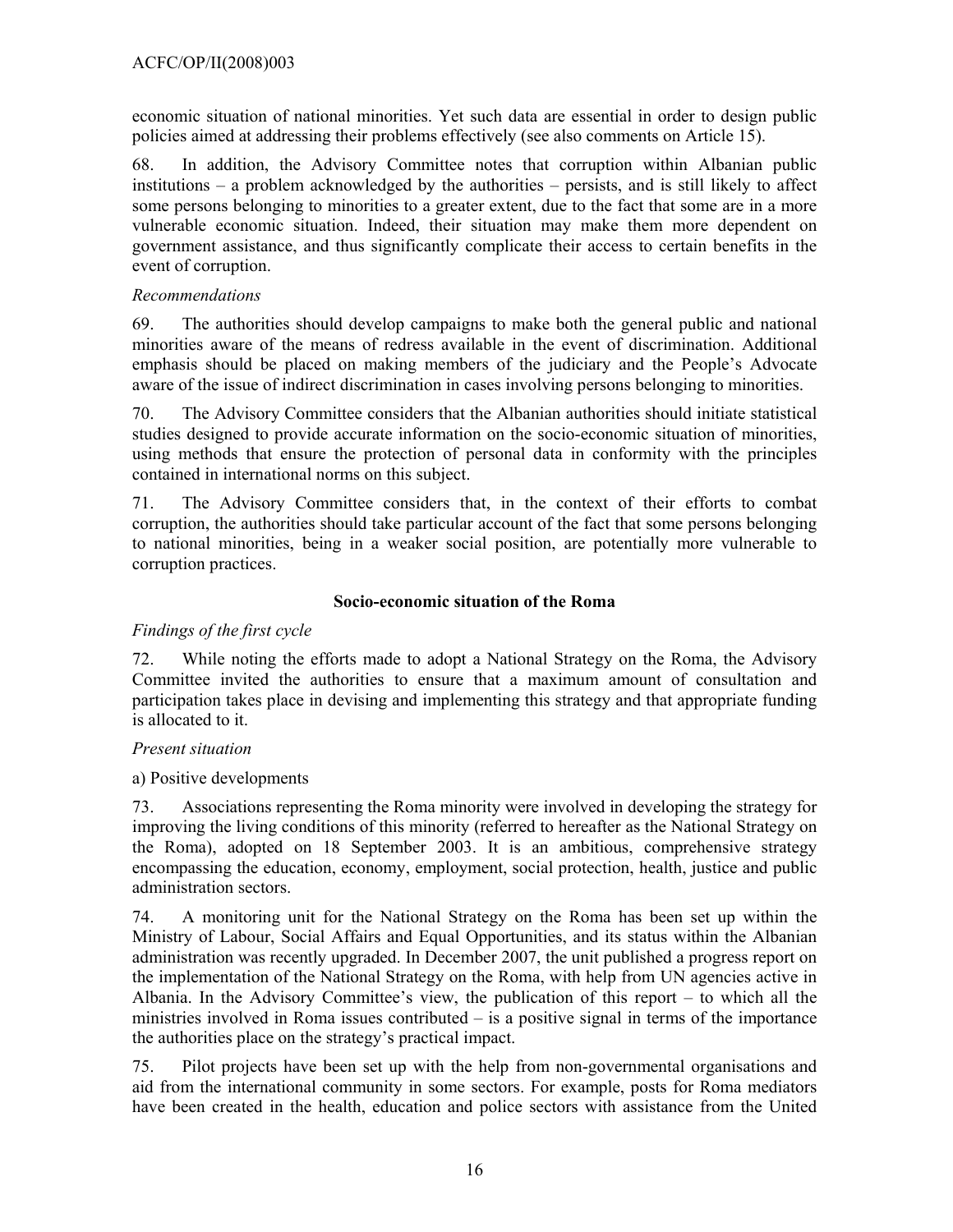economic situation of national minorities. Yet such data are essential in order to design public policies aimed at addressing their problems effectively (see also comments on Article 15).

68. In addition, the Advisory Committee notes that corruption within Albanian public institutions – a problem acknowledged by the authorities – persists, and is still likely to affect some persons belonging to minorities to a greater extent, due to the fact that some are in a more vulnerable economic situation. Indeed, their situation may make them more dependent on government assistance, and thus significantly complicate their access to certain benefits in the event of corruption.

*Recommendations*

69. The authorities should develop campaigns to make both the general public and national minorities aware of the means of redress available in the event of discrimination. Additional emphasis should be placed on making members of the judiciary and the People's Advocate aware of the issue of indirect discrimination in cases involving persons belonging to minorities.

70. The Advisory Committee considers that the Albanian authorities should initiate statistical studies designed to provide accurate information on the socio-economic situation of minorities, using methods that ensure the protection of personal data in conformity with the principles contained in international norms on this subject.

71. The Advisory Committee considers that, in the context of their efforts to combat corruption, the authorities should take particular account of the fact that some persons belonging to national minorities, being in a weaker social position, are potentially more vulnerable to corruption practices.

**Socio-economic situation of the Roma**

*Findings of the first cycle*

72. While noting the efforts made to adopt a National Strategy on the Roma, the Advisory Committee invited the authorities to ensure that a maximum amount of consultation and participation takes place in devising and implementing this strategy and that appropriate funding is allocated to it.

*Present situation*

a) Positive developments

73. Associations representing the Roma minority were involved in developing the strategy for improving the living conditions of this minority (referred to hereafter as the National Strategy on the Roma), adopted on 18 September 2003. It is an ambitious, comprehensive strategy encompassing the education, economy, employment, social protection, health, justice and public administration sectors.

74. A monitoring unit for the National Strategy on the Roma has been set up within the Ministry of Labour, Social Affairs and Equal Opportunities, and its status within the Albanian administration was recently upgraded. In December 2007, the unit published a progress report on the implementation of the National Strategy on the Roma, with help from UN agencies active in Albania. In the Advisory Committee's view, the publication of this report – to which all the ministries involved in Roma issues contributed – is a positive signal in terms of the importance the authorities place on the strategy's practical impact.

75. Pilot projects have been set up with the help from non-governmental organisations and aid from the international community in some sectors. For example, posts for Roma mediators have been created in the health, education and police sectors with assistance from the United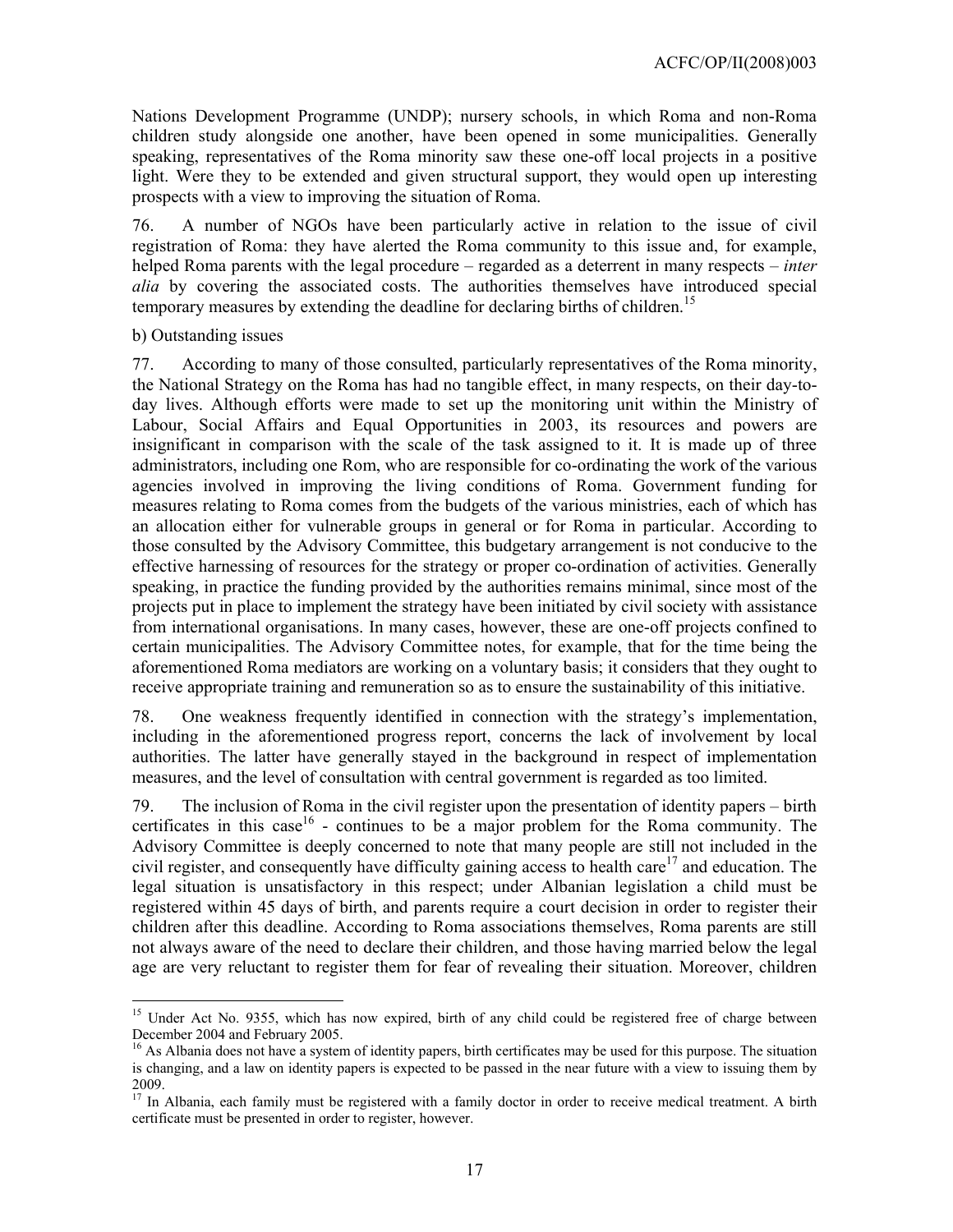Nations Development Programme (UNDP); nursery schools, in which Roma and non-Roma children study alongside one another, have been opened in some municipalities. Generally speaking, representatives of the Roma minority saw these one-off local projects in a positive light. Were they to be extended and given structural support, they would open up interesting prospects with a view to improving the situation of Roma.

76. A number of NGOs have been particularly active in relation to the issue of civil registration of Roma: they have alerted the Roma community to this issue and, for example, helped Roma parents with the legal procedure – regarded as a deterrent in many respects – *inter alia* by covering the associated costs. The authorities themselves have introduced special temporary measures by extending the deadline for declaring births of children.[15]

b) Outstanding issues

77. According to many of those consulted, particularly representatives of the Roma minority, the National Strategy on the Roma has had no tangible effect, in many respects, on their day-to-day lives. Although efforts were made to set up the monitoring unit within the Ministry of Labour, Social Affairs and Equal Opportunities in 2003, its resources and powers are insignificant in comparison with the scale of the task assigned to it. It is made up of three administrators, including one Rom, who are responsible for co-ordinating the work of the various agencies involved in improving the living conditions of Roma. Government funding for measures relating to Roma comes from the budgets of the various ministries, each of which has an allocation either for vulnerable groups in general or for Roma in particular. According to those consulted by the Advisory Committee, this budgetary arrangement is not conducive to the effective harnessing of resources for the strategy or proper co-ordination of activities. Generally speaking, in practice the funding provided by the authorities remains minimal, since most of the projects put in place to implement the strategy have been initiated by civil society with assistance from international organisations. In many cases, however, these are one-off projects confined to certain municipalities. The Advisory Committee notes, for example, that for the time being the aforementioned Roma mediators are working on a voluntary basis; it considers that they ought to receive appropriate training and remuneration so as to ensure the sustainability of this initiative.

78. One weakness frequently identified in connection with the strategy's implementation, including in the aforementioned progress report, concerns the lack of involvement by local authorities. The latter have generally stayed in the background in respect of implementation measures, and the level of consultation with central government is regarded as too limited.

79. The inclusion of Roma in the civil register upon the presentation of identity papers – birth certificates in this case[16] - continues to be a major problem for the Roma community. The Advisory Committee is deeply concerned to note that many people are still not included in the civil register, and consequently have difficulty gaining access to health care[17] and education. The legal situation is unsatisfactory in this respect; under Albanian legislation a child must be registered within 45 days of birth, and parents require a court decision in order to register their children after this deadline. According to Roma associations themselves, Roma parents are still not always aware of the need to declare their children, and those having married below the legal age are very reluctant to register them for fear of revealing their situation. Moreover, children

---

[15] Under Act No. 9355, which has now expired, birth of any child could be registered free of charge between December 2004 and February 2005.

[16] As Albania does not have a system of identity papers, birth certificates may be used for this purpose. The situation is changing, and a law on identity papers is expected to be passed in the near future with a view to issuing them by 2009.

[17] In Albania, each family must be registered with a family doctor in order to receive medical treatment. A birth certificate must be presented in order to register, however.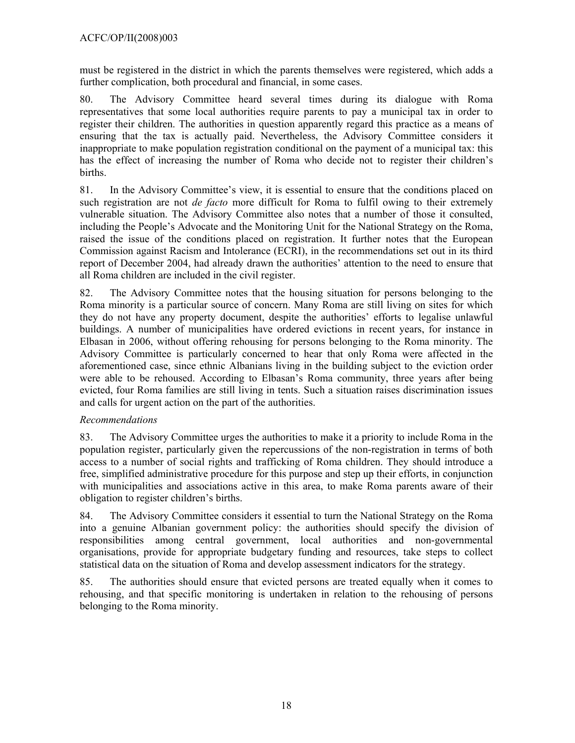must be registered in the district in which the parents themselves were registered, which adds a further complication, both procedural and financial, in some cases.

80. The Advisory Committee heard several times during its dialogue with Roma representatives that some local authorities require parents to pay a municipal tax in order to register their children. The authorities in question apparently regard this practice as a means of ensuring that the tax is actually paid. Nevertheless, the Advisory Committee considers it inappropriate to make population registration conditional on the payment of a municipal tax: this has the effect of increasing the number of Roma who decide not to register their children's births.

81. In the Advisory Committee's view, it is essential to ensure that the conditions placed on such registration are not *de facto* more difficult for Roma to fulfil owing to their extremely vulnerable situation. The Advisory Committee also notes that a number of those it consulted, including the People's Advocate and the Monitoring Unit for the National Strategy on the Roma, raised the issue of the conditions placed on registration. It further notes that the European Commission against Racism and Intolerance (ECRI), in the recommendations set out in its third report of December 2004, had already drawn the authorities' attention to the need to ensure that all Roma children are included in the civil register.

82. The Advisory Committee notes that the housing situation for persons belonging to the Roma minority is a particular source of concern. Many Roma are still living on sites for which they do not have any property document, despite the authorities' efforts to legalise unlawful buildings. A number of municipalities have ordered evictions in recent years, for instance in Elbasan in 2006, without offering rehousing for persons belonging to the Roma minority. The Advisory Committee is particularly concerned to hear that only Roma were affected in the aforementioned case, since ethnic Albanians living in the building subject to the eviction order were able to be rehoused. According to Elbasan's Roma community, three years after being evicted, four Roma families are still living in tents. Such a situation raises discrimination issues and calls for urgent action on the part of the authorities.

*Recommendations*

83. The Advisory Committee urges the authorities to make it a priority to include Roma in the population register, particularly given the repercussions of the non-registration in terms of both access to a number of social rights and trafficking of Roma children. They should introduce a free, simplified administrative procedure for this purpose and step up their efforts, in conjunction with municipalities and associations active in this area, to make Roma parents aware of their obligation to register children's births.

84. The Advisory Committee considers it essential to turn the National Strategy on the Roma into a genuine Albanian government policy: the authorities should specify the division of responsibilities among central government, local authorities and non-governmental organisations, provide for appropriate budgetary funding and resources, take steps to collect statistical data on the situation of Roma and develop assessment indicators for the strategy.

85. The authorities should ensure that evicted persons are treated equally when it comes to rehousing, and that specific monitoring is undertaken in relation to the rehousing of persons belonging to the Roma minority.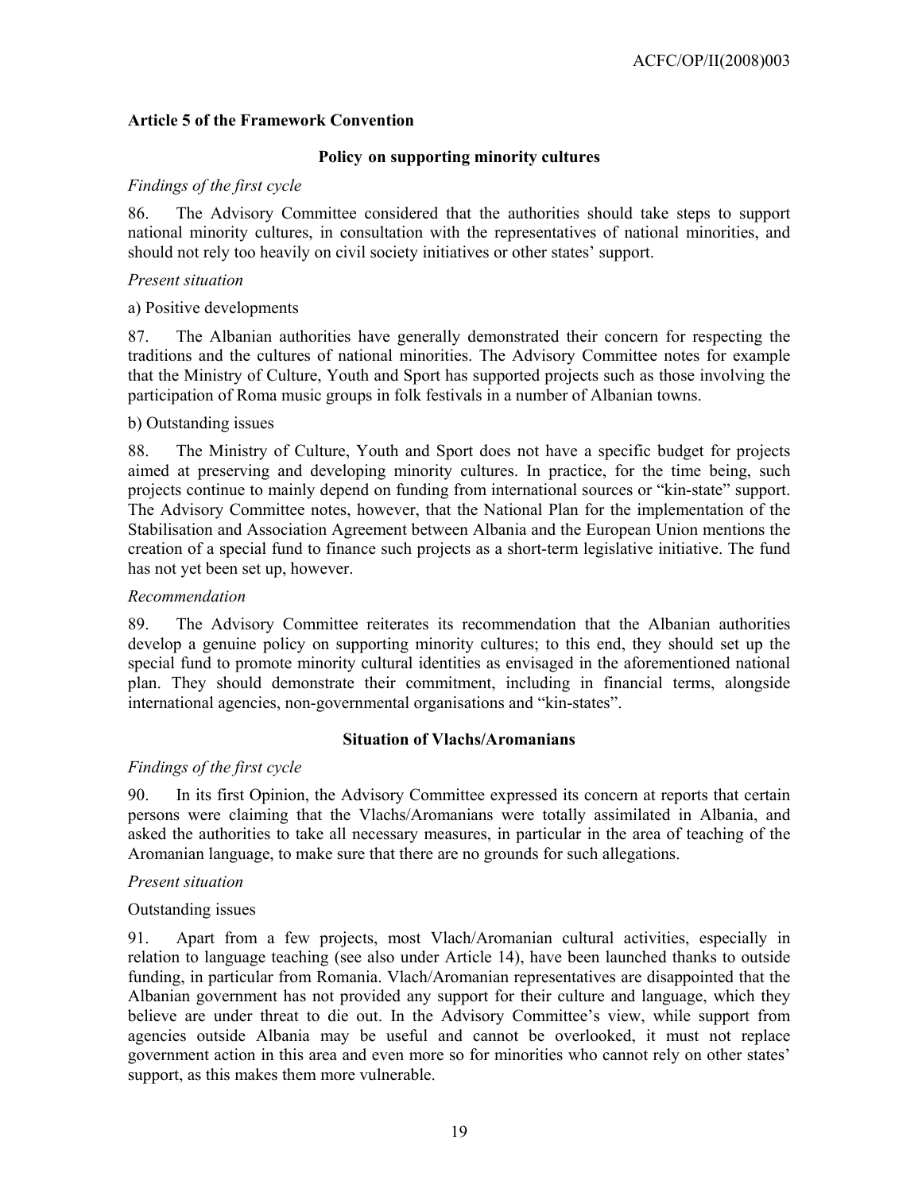### Article 5 of the Framework Convention

#### Policy on supporting minority cultures

*Findings of the first cycle*

86. The Advisory Committee considered that the authorities should take steps to support national minority cultures, in consultation with the representatives of national minorities, and should not rely too heavily on civil society initiatives or other states' support.

*Present situation*

a) Positive developments

87. The Albanian authorities have generally demonstrated their concern for respecting the traditions and the cultures of national minorities. The Advisory Committee notes for example that the Ministry of Culture, Youth and Sport has supported projects such as those involving the participation of Roma music groups in folk festivals in a number of Albanian towns.

b) Outstanding issues

88. The Ministry of Culture, Youth and Sport does not have a specific budget for projects aimed at preserving and developing minority cultures. In practice, for the time being, such projects continue to mainly depend on funding from international sources or "kin-state" support. The Advisory Committee notes, however, that the National Plan for the implementation of the Stabilisation and Association Agreement between Albania and the European Union mentions the creation of a special fund to finance such projects as a short-term legislative initiative. The fund has not yet been set up, however.

*Recommendation*

89. The Advisory Committee reiterates its recommendation that the Albanian authorities develop a genuine policy on supporting minority cultures; to this end, they should set up the special fund to promote minority cultural identities as envisaged in the aforementioned national plan. They should demonstrate their commitment, including in financial terms, alongside international agencies, non-governmental organisations and "kin-states".

#### Situation of Vlachs/Aromanians

*Findings of the first cycle*

90. In its first Opinion, the Advisory Committee expressed its concern at reports that certain persons were claiming that the Vlachs/Aromanians were totally assimilated in Albania, and asked the authorities to take all necessary measures, in particular in the area of teaching of the Aromanian language, to make sure that there are no grounds for such allegations.

*Present situation*

Outstanding issues

91. Apart from a few projects, most Vlach/Aromanian cultural activities, especially in relation to language teaching (see also under Article 14), have been launched thanks to outside funding, in particular from Romania. Vlach/Aromanian representatives are disappointed that the Albanian government has not provided any support for their culture and language, which they believe are under threat to die out. In the Advisory Committee's view, while support from agencies outside Albania may be useful and cannot be overlooked, it must not replace government action in this area and even more so for minorities who cannot rely on other states' support, as this makes them more vulnerable.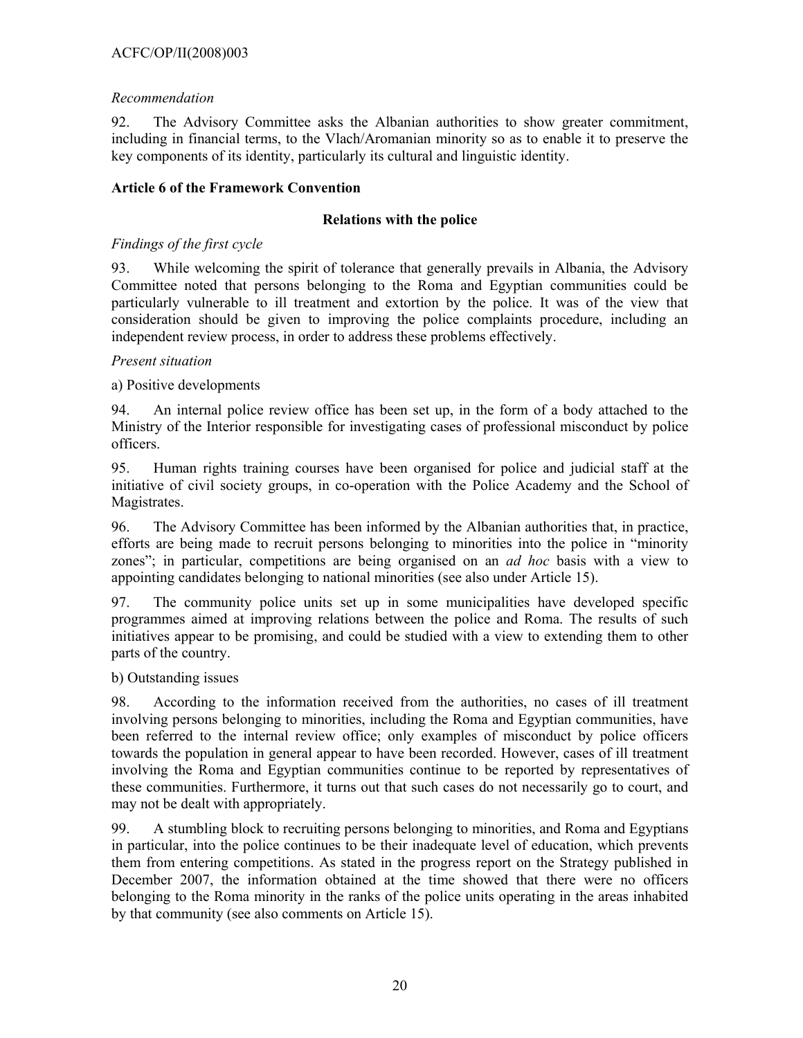*Recommendation*

92. The Advisory Committee asks the Albanian authorities to show greater commitment, including in financial terms, to the Vlach/Aromanian minority so as to enable it to preserve the key components of its identity, particularly its cultural and linguistic identity.

**Article 6 of the Framework Convention**

**Relations with the police**

*Findings of the first cycle*

93. While welcoming the spirit of tolerance that generally prevails in Albania, the Advisory Committee noted that persons belonging to the Roma and Egyptian communities could be particularly vulnerable to ill treatment and extortion by the police. It was of the view that consideration should be given to improving the police complaints procedure, including an independent review process, in order to address these problems effectively.

*Present situation*

a) Positive developments

94. An internal police review office has been set up, in the form of a body attached to the Ministry of the Interior responsible for investigating cases of professional misconduct by police officers.

95. Human rights training courses have been organised for police and judicial staff at the initiative of civil society groups, in co-operation with the Police Academy and the School of Magistrates.

96. The Advisory Committee has been informed by the Albanian authorities that, in practice, efforts are being made to recruit persons belonging to minorities into the police in "minority zones"; in particular, competitions are being organised on an *ad hoc* basis with a view to appointing candidates belonging to national minorities (see also under Article 15).

97. The community police units set up in some municipalities have developed specific programmes aimed at improving relations between the police and Roma. The results of such initiatives appear to be promising, and could be studied with a view to extending them to other parts of the country.

b) Outstanding issues

98. According to the information received from the authorities, no cases of ill treatment involving persons belonging to minorities, including the Roma and Egyptian communities, have been referred to the internal review office; only examples of misconduct by police officers towards the population in general appear to have been recorded. However, cases of ill treatment involving the Roma and Egyptian communities continue to be reported by representatives of these communities. Furthermore, it turns out that such cases do not necessarily go to court, and may not be dealt with appropriately.

99. A stumbling block to recruiting persons belonging to minorities, and Roma and Egyptians in particular, into the police continues to be their inadequate level of education, which prevents them from entering competitions. As stated in the progress report on the Strategy published in December 2007, the information obtained at the time showed that there were no officers belonging to the Roma minority in the ranks of the police units operating in the areas inhabited by that community (see also comments on Article 15).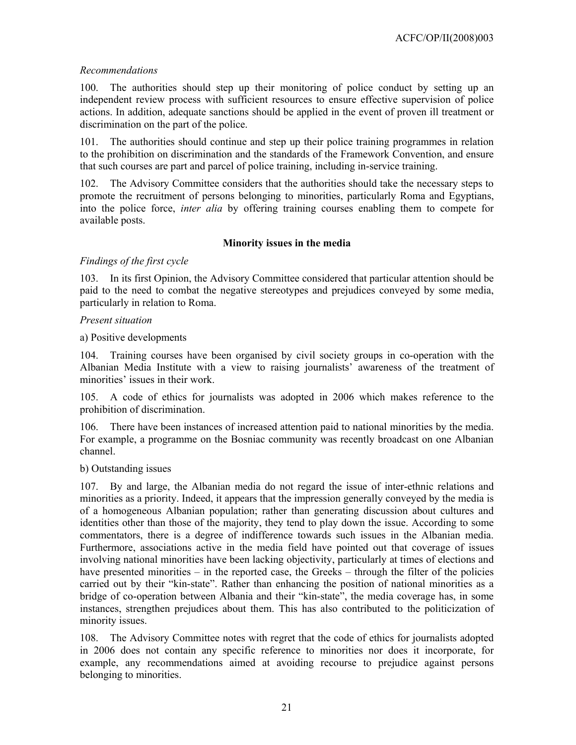*Recommendations*

100. The authorities should step up their monitoring of police conduct by setting up an independent review process with sufficient resources to ensure effective supervision of police actions. In addition, adequate sanctions should be applied in the event of proven ill treatment or discrimination on the part of the police.

101. The authorities should continue and step up their police training programmes in relation to the prohibition on discrimination and the standards of the Framework Convention, and ensure that such courses are part and parcel of police training, including in-service training.

102. The Advisory Committee considers that the authorities should take the necessary steps to promote the recruitment of persons belonging to minorities, particularly Roma and Egyptians, into the police force, *inter alia* by offering training courses enabling them to compete for available posts.

**Minority issues in the media**

*Findings of the first cycle*

103. In its first Opinion, the Advisory Committee considered that particular attention should be paid to the need to combat the negative stereotypes and prejudices conveyed by some media, particularly in relation to Roma.

*Present situation*

a) Positive developments

104. Training courses have been organised by civil society groups in co-operation with the Albanian Media Institute with a view to raising journalists' awareness of the treatment of minorities' issues in their work.

105. A code of ethics for journalists was adopted in 2006 which makes reference to the prohibition of discrimination.

106. There have been instances of increased attention paid to national minorities by the media. For example, a programme on the Bosniac community was recently broadcast on one Albanian channel.

b) Outstanding issues

107. By and large, the Albanian media do not regard the issue of inter-ethnic relations and minorities as a priority. Indeed, it appears that the impression generally conveyed by the media is of a homogeneous Albanian population; rather than generating discussion about cultures and identities other than those of the majority, they tend to play down the issue. According to some commentators, there is a degree of indifference towards such issues in the Albanian media. Furthermore, associations active in the media field have pointed out that coverage of issues involving national minorities have been lacking objectivity, particularly at times of elections and have presented minorities – in the reported case, the Greeks – through the filter of the policies carried out by their "kin-state". Rather than enhancing the position of national minorities as a bridge of co-operation between Albania and their "kin-state", the media coverage has, in some instances, strengthen prejudices about them. This has also contributed to the politicization of minority issues.

108. The Advisory Committee notes with regret that the code of ethics for journalists adopted in 2006 does not contain any specific reference to minorities nor does it incorporate, for example, any recommendations aimed at avoiding recourse to prejudice against persons belonging to minorities.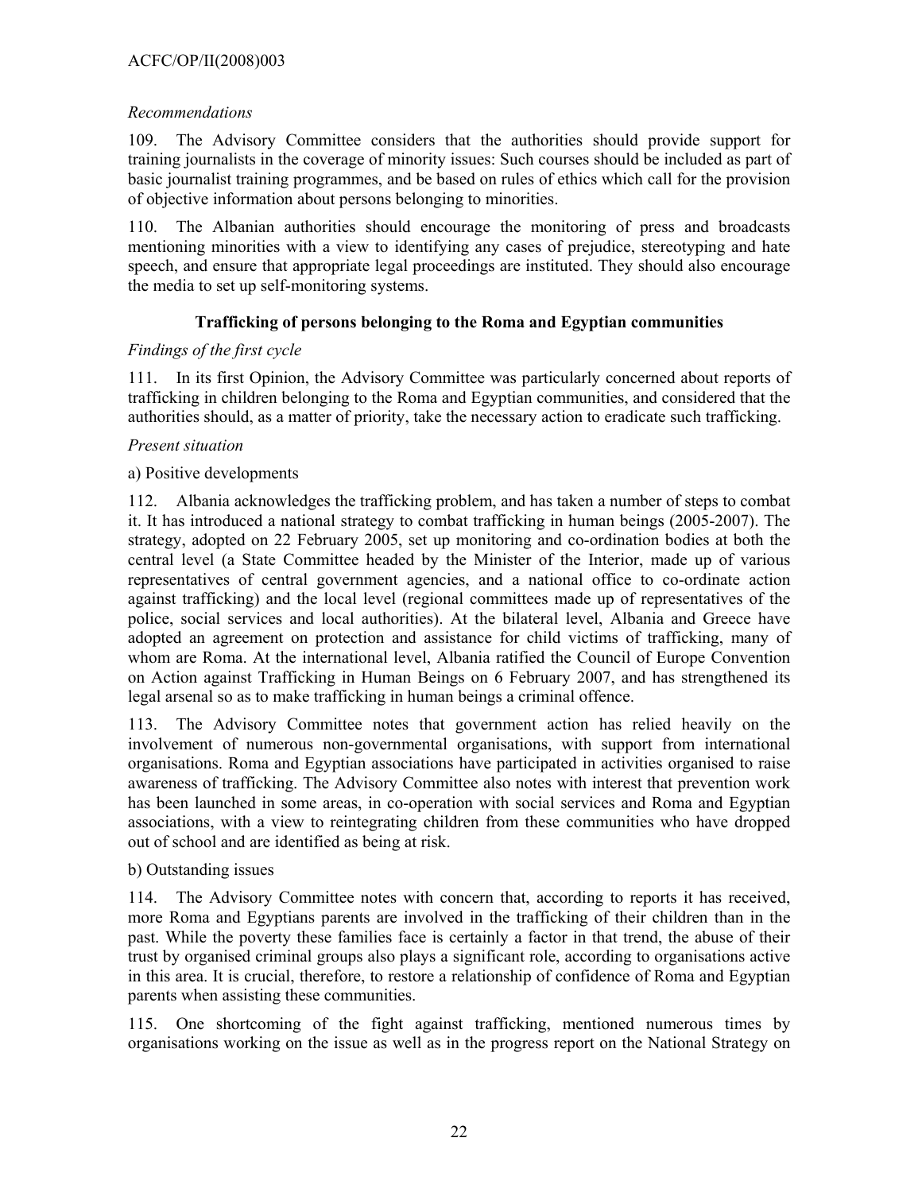*Recommendations*

109. The Advisory Committee considers that the authorities should provide support for training journalists in the coverage of minority issues: Such courses should be included as part of basic journalist training programmes, and be based on rules of ethics which call for the provision of objective information about persons belonging to minorities.

110. The Albanian authorities should encourage the monitoring of press and broadcasts mentioning minorities with a view to identifying any cases of prejudice, stereotyping and hate speech, and ensure that appropriate legal proceedings are instituted. They should also encourage the media to set up self-monitoring systems.

**Trafficking of persons belonging to the Roma and Egyptian communities**

*Findings of the first cycle*

111. In its first Opinion, the Advisory Committee was particularly concerned about reports of trafficking in children belonging to the Roma and Egyptian communities, and considered that the authorities should, as a matter of priority, take the necessary action to eradicate such trafficking.

*Present situation*

a) Positive developments

112. Albania acknowledges the trafficking problem, and has taken a number of steps to combat it. It has introduced a national strategy to combat trafficking in human beings (2005-2007). The strategy, adopted on 22 February 2005, set up monitoring and co-ordination bodies at both the central level (a State Committee headed by the Minister of the Interior, made up of various representatives of central government agencies, and a national office to co-ordinate action against trafficking) and the local level (regional committees made up of representatives of the police, social services and local authorities). At the bilateral level, Albania and Greece have adopted an agreement on protection and assistance for child victims of trafficking, many of whom are Roma. At the international level, Albania ratified the Council of Europe Convention on Action against Trafficking in Human Beings on 6 February 2007, and has strengthened its legal arsenal so as to make trafficking in human beings a criminal offence.

113. The Advisory Committee notes that government action has relied heavily on the involvement of numerous non-governmental organisations, with support from international organisations. Roma and Egyptian associations have participated in activities organised to raise awareness of trafficking. The Advisory Committee also notes with interest that prevention work has been launched in some areas, in co-operation with social services and Roma and Egyptian associations, with a view to reintegrating children from these communities who have dropped out of school and are identified as being at risk.

b) Outstanding issues

114. The Advisory Committee notes with concern that, according to reports it has received, more Roma and Egyptians parents are involved in the trafficking of their children than in the past. While the poverty these families face is certainly a factor in that trend, the abuse of their trust by organised criminal groups also plays a significant role, according to organisations active in this area. It is crucial, therefore, to restore a relationship of confidence of Roma and Egyptian parents when assisting these communities.

115. One shortcoming of the fight against trafficking, mentioned numerous times by organisations working on the issue as well as in the progress report on the National Strategy on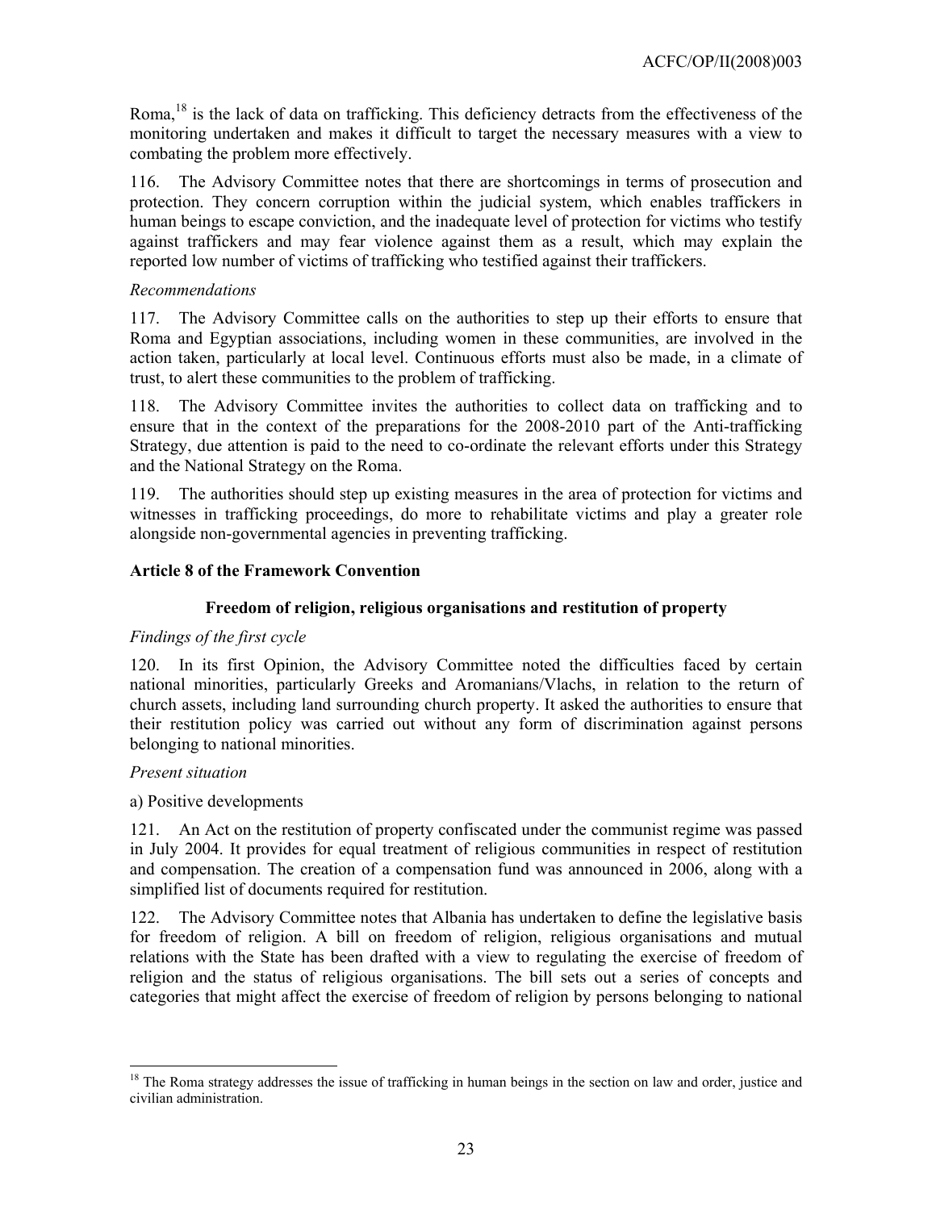Roma,[18] is the lack of data on trafficking. This deficiency detracts from the effectiveness of the monitoring undertaken and makes it difficult to target the necessary measures with a view to combating the problem more effectively.

116. The Advisory Committee notes that there are shortcomings in terms of prosecution and protection. They concern corruption within the judicial system, which enables traffickers in human beings to escape conviction, and the inadequate level of protection for victims who testify against traffickers and may fear violence against them as a result, which may explain the reported low number of victims of trafficking who testified against their traffickers.

*Recommendations*

117. The Advisory Committee calls on the authorities to step up their efforts to ensure that Roma and Egyptian associations, including women in these communities, are involved in the action taken, particularly at local level. Continuous efforts must also be made, in a climate of trust, to alert these communities to the problem of trafficking.

118. The Advisory Committee invites the authorities to collect data on trafficking and to ensure that in the context of the preparations for the 2008-2010 part of the Anti-trafficking Strategy, due attention is paid to the need to co-ordinate the relevant efforts under this Strategy and the National Strategy on the Roma.

119. The authorities should step up existing measures in the area of protection for victims and witnesses in trafficking proceedings, do more to rehabilitate victims and play a greater role alongside non-governmental agencies in preventing trafficking.

## Article 8 of the Framework Convention

### Freedom of religion, religious organisations and restitution of property

*Findings of the first cycle*

120. In its first Opinion, the Advisory Committee noted the difficulties faced by certain national minorities, particularly Greeks and Aromanians/Vlachs, in relation to the return of church assets, including land surrounding church property. It asked the authorities to ensure that their restitution policy was carried out without any form of discrimination against persons belonging to national minorities.

*Present situation*

a) Positive developments

121. An Act on the restitution of property confiscated under the communist regime was passed in July 2004. It provides for equal treatment of religious communities in respect of restitution and compensation. The creation of a compensation fund was announced in 2006, along with a simplified list of documents required for restitution.

122. The Advisory Committee notes that Albania has undertaken to define the legislative basis for freedom of religion. A bill on freedom of religion, religious organisations and mutual relations with the State has been drafted with a view to regulating the exercise of freedom of religion and the status of religious organisations. The bill sets out a series of concepts and categories that might affect the exercise of freedom of religion by persons belonging to national

[18] The Roma strategy addresses the issue of trafficking in human beings in the section on law and order, justice and civilian administration.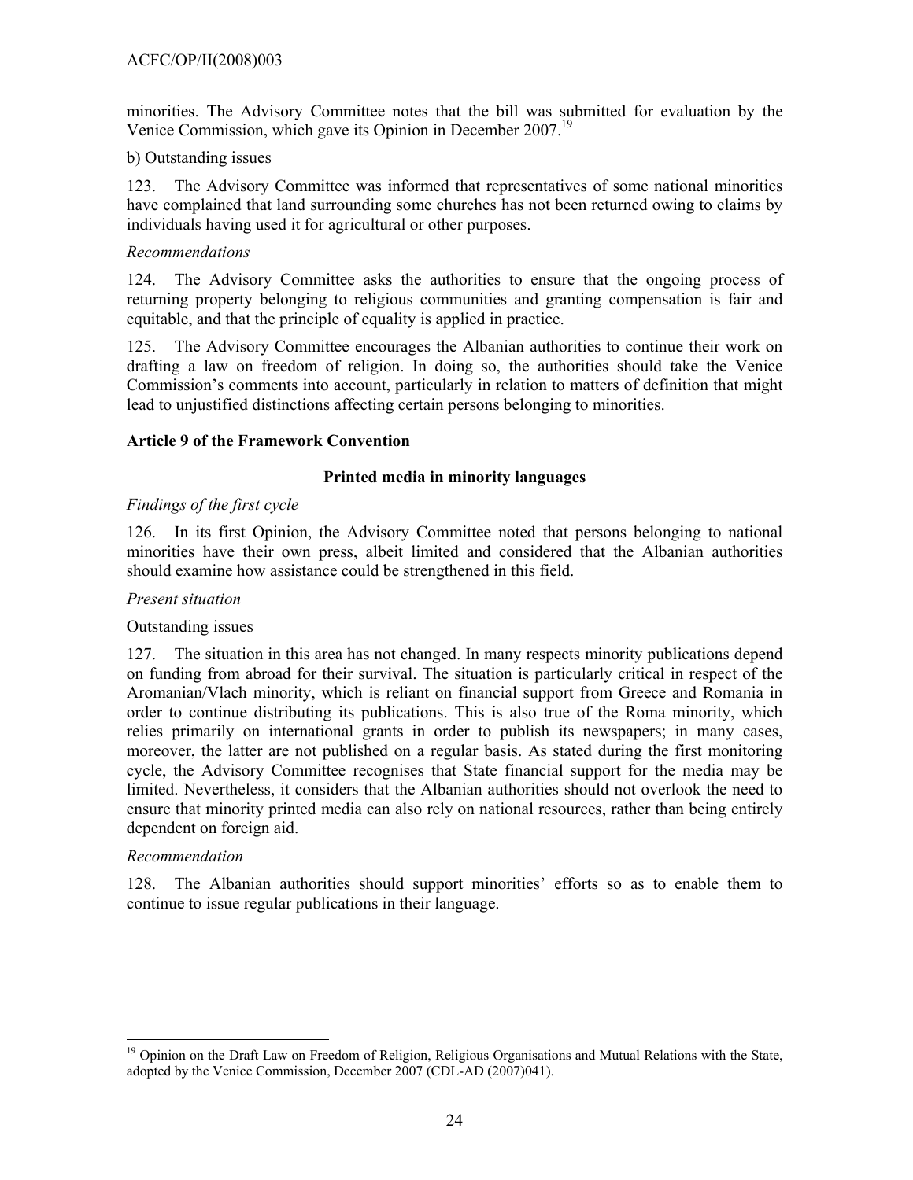minorities. The Advisory Committee notes that the bill was submitted for evaluation by the Venice Commission, which gave its Opinion in December 2007.[19]

b) Outstanding issues

123. The Advisory Committee was informed that representatives of some national minorities have complained that land surrounding some churches has not been returned owing to claims by individuals having used it for agricultural or other purposes.

*Recommendations*

124. The Advisory Committee asks the authorities to ensure that the ongoing process of returning property belonging to religious communities and granting compensation is fair and equitable, and that the principle of equality is applied in practice.

125. The Advisory Committee encourages the Albanian authorities to continue their work on drafting a law on freedom of religion. In doing so, the authorities should take the Venice Commission's comments into account, particularly in relation to matters of definition that might lead to unjustified distinctions affecting certain persons belonging to minorities.

**Article 9 of the Framework Convention**

**Printed media in minority languages**

*Findings of the first cycle*

126. In its first Opinion, the Advisory Committee noted that persons belonging to national minorities have their own press, albeit limited and considered that the Albanian authorities should examine how assistance could be strengthened in this field.

*Present situation*

Outstanding issues

127. The situation in this area has not changed. In many respects minority publications depend on funding from abroad for their survival. The situation is particularly critical in respect of the Aromanian/Vlach minority, which is reliant on financial support from Greece and Romania in order to continue distributing its publications. This is also true of the Roma minority, which relies primarily on international grants in order to publish its newspapers; in many cases, moreover, the latter are not published on a regular basis. As stated during the first monitoring cycle, the Advisory Committee recognises that State financial support for the media may be limited. Nevertheless, it considers that the Albanian authorities should not overlook the need to ensure that minority printed media can also rely on national resources, rather than being entirely dependent on foreign aid.

*Recommendation*

128. The Albanian authorities should support minorities' efforts so as to enable them to continue to issue regular publications in their language.

---

[19] Opinion on the Draft Law on Freedom of Religion, Religious Organisations and Mutual Relations with the State, adopted by the Venice Commission, December 2007 (CDL-AD (2007)041).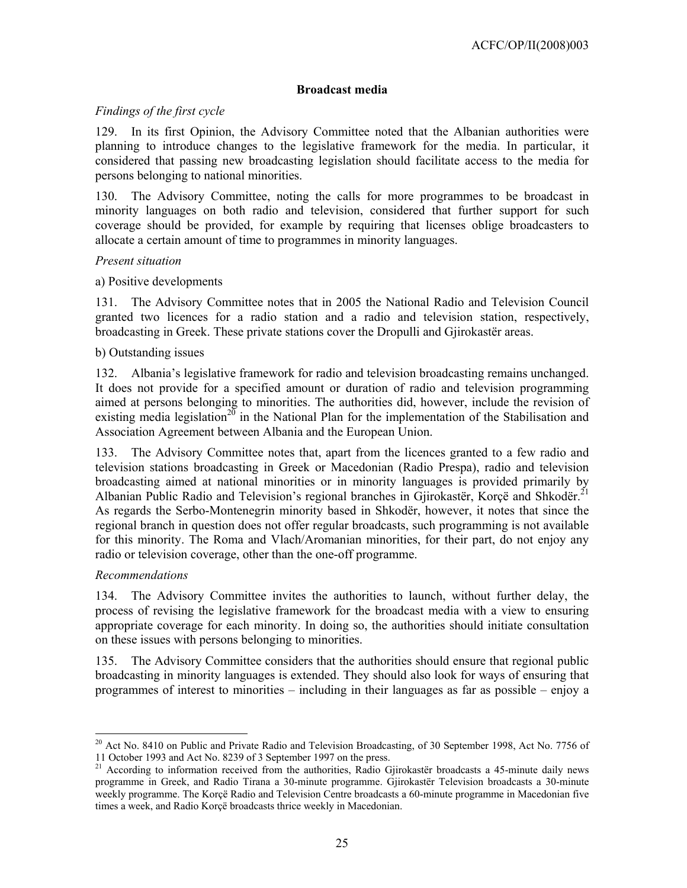### Broadcast media

*Findings of the first cycle*

129. In its first Opinion, the Advisory Committee noted that the Albanian authorities were planning to introduce changes to the legislative framework for the media. In particular, it considered that passing new broadcasting legislation should facilitate access to the media for persons belonging to national minorities.

130. The Advisory Committee, noting the calls for more programmes to be broadcast in minority languages on both radio and television, considered that further support for such coverage should be provided, for example by requiring that licenses oblige broadcasters to allocate a certain amount of time to programmes in minority languages.

*Present situation*

a) Positive developments

131. The Advisory Committee notes that in 2005 the National Radio and Television Council granted two licences for a radio station and a radio and television station, respectively, broadcasting in Greek. These private stations cover the Dropulli and Gjirokastër areas.

b) Outstanding issues

132. Albania's legislative framework for radio and television broadcasting remains unchanged. It does not provide for a specified amount or duration of radio and television programming aimed at persons belonging to minorities. The authorities did, however, include the revision of existing media legislation[20] in the National Plan for the implementation of the Stabilisation and Association Agreement between Albania and the European Union.

133. The Advisory Committee notes that, apart from the licences granted to a few radio and television stations broadcasting in Greek or Macedonian (Radio Prespa), radio and television broadcasting aimed at national minorities or in minority languages is provided primarily by Albanian Public Radio and Television's regional branches in Gjirokastër, Korçë and Shkodër.[21] As regards the Serbo-Montenegrin minority based in Shkodër, however, it notes that since the regional branch in question does not offer regular broadcasts, such programming is not available for this minority. The Roma and Vlach/Aromanian minorities, for their part, do not enjoy any radio or television coverage, other than the one-off programme.

*Recommendations*

134. The Advisory Committee invites the authorities to launch, without further delay, the process of revising the legislative framework for the broadcast media with a view to ensuring appropriate coverage for each minority. In doing so, the authorities should initiate consultation on these issues with persons belonging to minorities.

135. The Advisory Committee considers that the authorities should ensure that regional public broadcasting in minority languages is extended. They should also look for ways of ensuring that programmes of interest to minorities – including in their languages as far as possible – enjoy a

---

[20] Act No. 8410 on Public and Private Radio and Television Broadcasting, of 30 September 1998, Act No. 7756 of 11 October 1993 and Act No. 8239 of 3 September 1997 on the press.

[21] According to information received from the authorities, Radio Gjirokastër broadcasts a 45-minute daily news programme in Greek, and Radio Tirana a 30-minute programme. Gjirokastër Television broadcasts a 30-minute weekly programme. The Korçë Radio and Television Centre broadcasts a 60-minute programme in Macedonian five times a week, and Radio Korçë broadcasts thrice weekly in Macedonian.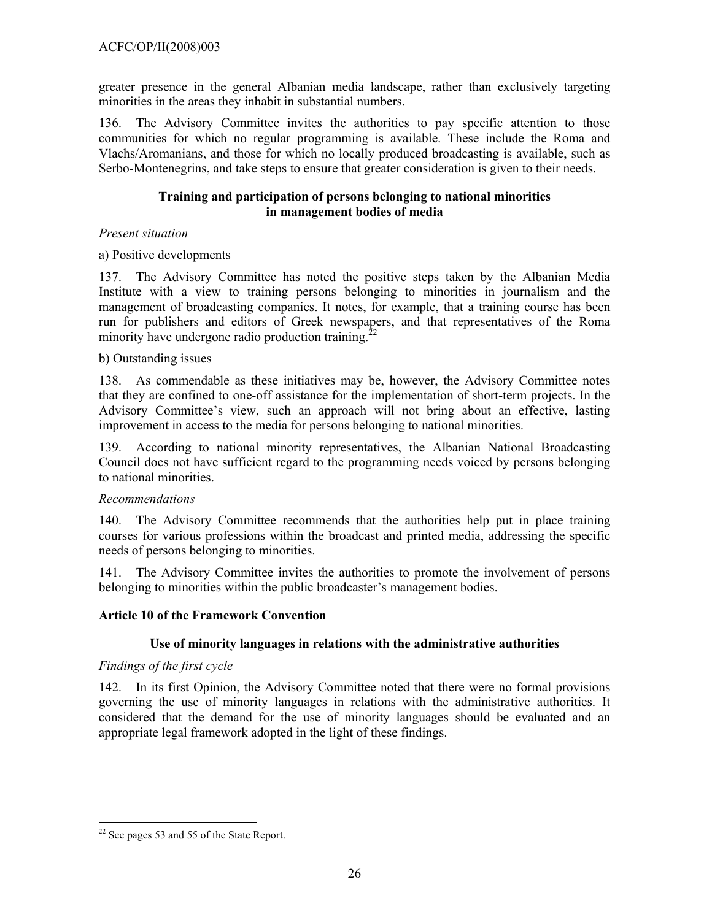greater presence in the general Albanian media landscape, rather than exclusively targeting minorities in the areas they inhabit in substantial numbers.

136. The Advisory Committee invites the authorities to pay specific attention to those communities for which no regular programming is available. These include the Roma and Vlachs/Aromanians, and those for which no locally produced broadcasting is available, such as Serbo-Montenegrins, and take steps to ensure that greater consideration is given to their needs.

### Training and participation of persons belonging to national minorities in management bodies of media

*Present situation*

a) Positive developments

137. The Advisory Committee has noted the positive steps taken by the Albanian Media Institute with a view to training persons belonging to minorities in journalism and the management of broadcasting companies. It notes, for example, that a training course has been run for publishers and editors of Greek newspapers, and that representatives of the Roma minority have undergone radio production training.[22]

b) Outstanding issues

138. As commendable as these initiatives may be, however, the Advisory Committee notes that they are confined to one-off assistance for the implementation of short-term projects. In the Advisory Committee's view, such an approach will not bring about an effective, lasting improvement in access to the media for persons belonging to national minorities.

139. According to national minority representatives, the Albanian National Broadcasting Council does not have sufficient regard to the programming needs voiced by persons belonging to national minorities.

*Recommendations*

140. The Advisory Committee recommends that the authorities help put in place training courses for various professions within the broadcast and printed media, addressing the specific needs of persons belonging to minorities.

141. The Advisory Committee invites the authorities to promote the involvement of persons belonging to minorities within the public broadcaster's management bodies.

## Article 10 of the Framework Convention

### Use of minority languages in relations with the administrative authorities

*Findings of the first cycle*

142. In its first Opinion, the Advisory Committee noted that there were no formal provisions governing the use of minority languages in relations with the administrative authorities. It considered that the demand for the use of minority languages should be evaluated and an appropriate legal framework adopted in the light of these findings.

---

[22] See pages 53 and 55 of the State Report.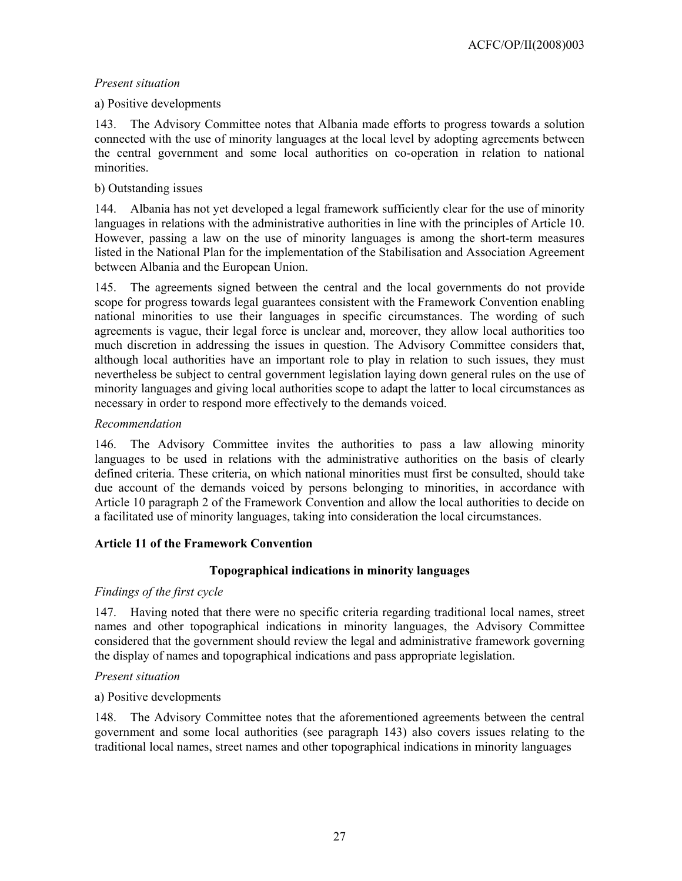*Present situation*

a) Positive developments

143. The Advisory Committee notes that Albania made efforts to progress towards a solution connected with the use of minority languages at the local level by adopting agreements between the central government and some local authorities on co-operation in relation to national minorities.

b) Outstanding issues

144. Albania has not yet developed a legal framework sufficiently clear for the use of minority languages in relations with the administrative authorities in line with the principles of Article 10. However, passing a law on the use of minority languages is among the short-term measures listed in the National Plan for the implementation of the Stabilisation and Association Agreement between Albania and the European Union.

145. The agreements signed between the central and the local governments do not provide scope for progress towards legal guarantees consistent with the Framework Convention enabling national minorities to use their languages in specific circumstances. The wording of such agreements is vague, their legal force is unclear and, moreover, they allow local authorities too much discretion in addressing the issues in question. The Advisory Committee considers that, although local authorities have an important role to play in relation to such issues, they must nevertheless be subject to central government legislation laying down general rules on the use of minority languages and giving local authorities scope to adapt the latter to local circumstances as necessary in order to respond more effectively to the demands voiced.

*Recommendation*

146. The Advisory Committee invites the authorities to pass a law allowing minority languages to be used in relations with the administrative authorities on the basis of clearly defined criteria. These criteria, on which national minorities must first be consulted, should take due account of the demands voiced by persons belonging to minorities, in accordance with Article 10 paragraph 2 of the Framework Convention and allow the local authorities to decide on a facilitated use of minority languages, taking into consideration the local circumstances.

## Article 11 of the Framework Convention

### Topographical indications in minority languages

*Findings of the first cycle*

147. Having noted that there were no specific criteria regarding traditional local names, street names and other topographical indications in minority languages, the Advisory Committee considered that the government should review the legal and administrative framework governing the display of names and topographical indications and pass appropriate legislation.

*Present situation*

a) Positive developments

148. The Advisory Committee notes that the aforementioned agreements between the central government and some local authorities (see paragraph 143) also covers issues relating to the traditional local names, street names and other topographical indications in minority languages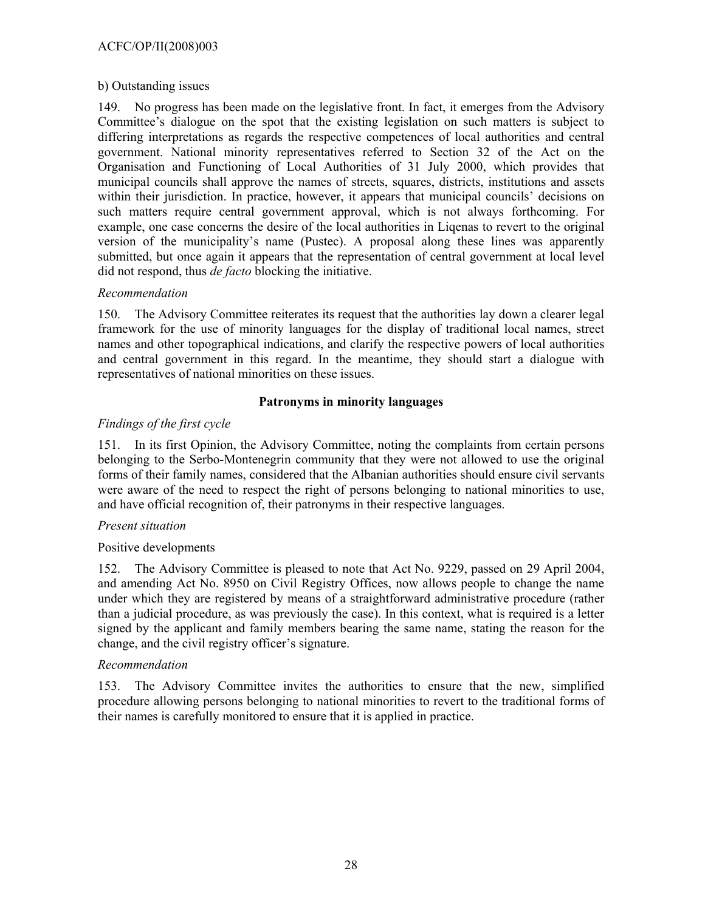b) Outstanding issues

149. No progress has been made on the legislative front. In fact, it emerges from the Advisory Committee's dialogue on the spot that the existing legislation on such matters is subject to differing interpretations as regards the respective competences of local authorities and central government. National minority representatives referred to Section 32 of the Act on the Organisation and Functioning of Local Authorities of 31 July 2000, which provides that municipal councils shall approve the names of streets, squares, districts, institutions and assets within their jurisdiction. In practice, however, it appears that municipal councils' decisions on such matters require central government approval, which is not always forthcoming. For example, one case concerns the desire of the local authorities in Liqenas to revert to the original version of the municipality's name (Pustec). A proposal along these lines was apparently submitted, but once again it appears that the representation of central government at local level did not respond, thus *de facto* blocking the initiative.

*Recommendation*

150. The Advisory Committee reiterates its request that the authorities lay down a clearer legal framework for the use of minority languages for the display of traditional local names, street names and other topographical indications, and clarify the respective powers of local authorities and central government in this regard. In the meantime, they should start a dialogue with representatives of national minorities on these issues.

**Patronyms in minority languages**

*Findings of the first cycle*

151. In its first Opinion, the Advisory Committee, noting the complaints from certain persons belonging to the Serbo-Montenegrin community that they were not allowed to use the original forms of their family names, considered that the Albanian authorities should ensure civil servants were aware of the need to respect the right of persons belonging to national minorities to use, and have official recognition of, their patronyms in their respective languages.

*Present situation*

Positive developments

152. The Advisory Committee is pleased to note that Act No. 9229, passed on 29 April 2004, and amending Act No. 8950 on Civil Registry Offices, now allows people to change the name under which they are registered by means of a straightforward administrative procedure (rather than a judicial procedure, as was previously the case). In this context, what is required is a letter signed by the applicant and family members bearing the same name, stating the reason for the change, and the civil registry officer's signature.

*Recommendation*

153. The Advisory Committee invites the authorities to ensure that the new, simplified procedure allowing persons belonging to national minorities to revert to the traditional forms of their names is carefully monitored to ensure that it is applied in practice.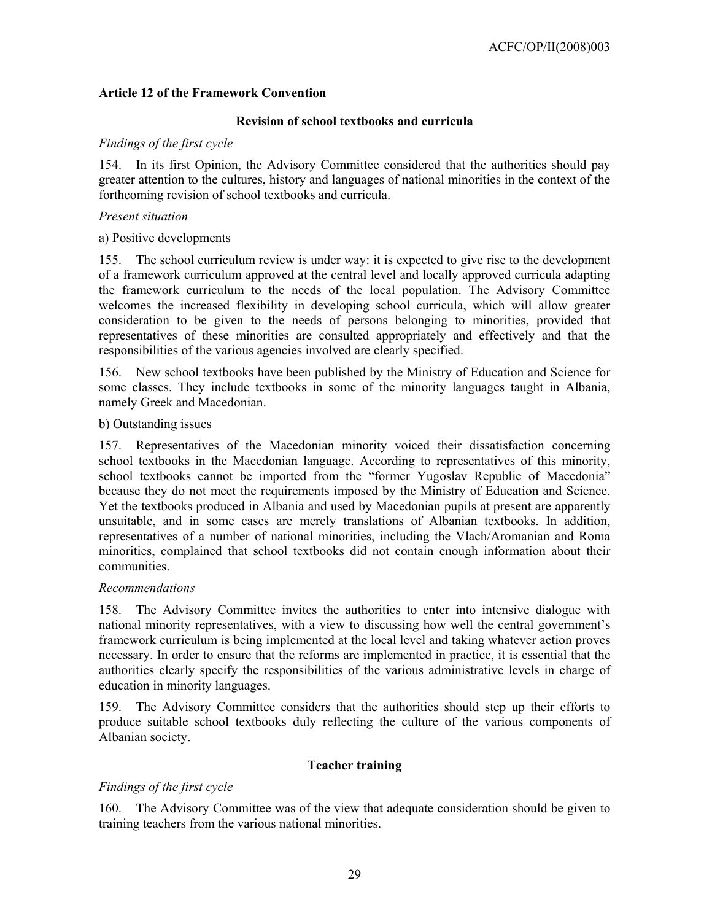**Article 12 of the Framework Convention**

**Revision of school textbooks and curricula**

*Findings of the first cycle*

154. In its first Opinion, the Advisory Committee considered that the authorities should pay greater attention to the cultures, history and languages of national minorities in the context of the forthcoming revision of school textbooks and curricula.

*Present situation*

a) Positive developments

155. The school curriculum review is under way: it is expected to give rise to the development of a framework curriculum approved at the central level and locally approved curricula adapting the framework curriculum to the needs of the local population. The Advisory Committee welcomes the increased flexibility in developing school curricula, which will allow greater consideration to be given to the needs of persons belonging to minorities, provided that representatives of these minorities are consulted appropriately and effectively and that the responsibilities of the various agencies involved are clearly specified.

156. New school textbooks have been published by the Ministry of Education and Science for some classes. They include textbooks in some of the minority languages taught in Albania, namely Greek and Macedonian.

b) Outstanding issues

157. Representatives of the Macedonian minority voiced their dissatisfaction concerning school textbooks in the Macedonian language. According to representatives of this minority, school textbooks cannot be imported from the "former Yugoslav Republic of Macedonia" because they do not meet the requirements imposed by the Ministry of Education and Science. Yet the textbooks produced in Albania and used by Macedonian pupils at present are apparently unsuitable, and in some cases are merely translations of Albanian textbooks. In addition, representatives of a number of national minorities, including the Vlach/Aromanian and Roma minorities, complained that school textbooks did not contain enough information about their communities.

*Recommendations*

158. The Advisory Committee invites the authorities to enter into intensive dialogue with national minority representatives, with a view to discussing how well the central government's framework curriculum is being implemented at the local level and taking whatever action proves necessary. In order to ensure that the reforms are implemented in practice, it is essential that the authorities clearly specify the responsibilities of the various administrative levels in charge of education in minority languages.

159. The Advisory Committee considers that the authorities should step up their efforts to produce suitable school textbooks duly reflecting the culture of the various components of Albanian society.

**Teacher training**

*Findings of the first cycle*

160. The Advisory Committee was of the view that adequate consideration should be given to training teachers from the various national minorities.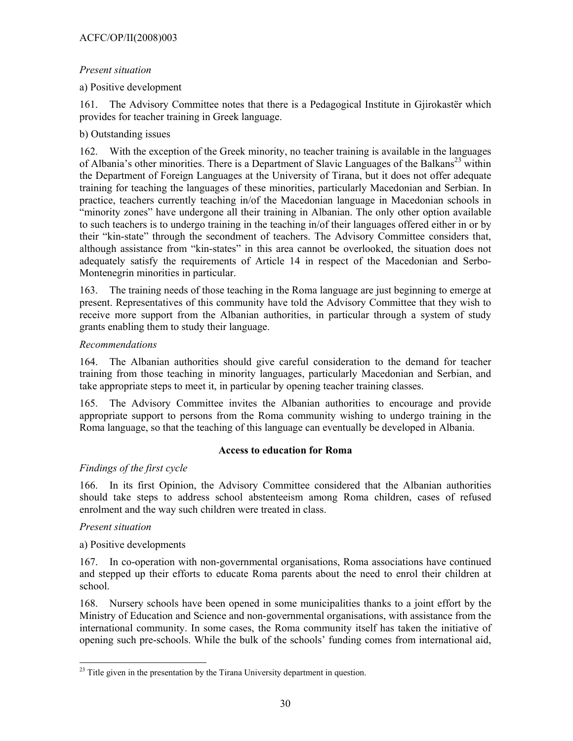*Present situation*

a) Positive development

161. The Advisory Committee notes that there is a Pedagogical Institute in Gjirokastër which provides for teacher training in Greek language.

b) Outstanding issues

162. With the exception of the Greek minority, no teacher training is available in the languages of Albania's other minorities. There is a Department of Slavic Languages of the Balkans[23] within the Department of Foreign Languages at the University of Tirana, but it does not offer adequate training for teaching the languages of these minorities, particularly Macedonian and Serbian. In practice, teachers currently teaching in/of the Macedonian language in Macedonian schools in "minority zones" have undergone all their training in Albanian. The only other option available to such teachers is to undergo training in the teaching in/of their languages offered either in or by their "kin-state" through the secondment of teachers. The Advisory Committee considers that, although assistance from "kin-states" in this area cannot be overlooked, the situation does not adequately satisfy the requirements of Article 14 in respect of the Macedonian and Serbo-Montenegrin minorities in particular.

163. The training needs of those teaching in the Roma language are just beginning to emerge at present. Representatives of this community have told the Advisory Committee that they wish to receive more support from the Albanian authorities, in particular through a system of study grants enabling them to study their language.

*Recommendations*

164. The Albanian authorities should give careful consideration to the demand for teacher training from those teaching in minority languages, particularly Macedonian and Serbian, and take appropriate steps to meet it, in particular by opening teacher training classes.

165. The Advisory Committee invites the Albanian authorities to encourage and provide appropriate support to persons from the Roma community wishing to undergo training in the Roma language, so that the teaching of this language can eventually be developed in Albania.

**Access to education for Roma**

*Findings of the first cycle*

166. In its first Opinion, the Advisory Committee considered that the Albanian authorities should take steps to address school absenteeism among Roma children, cases of refused enrolment and the way such children were treated in class.

*Present situation*

a) Positive developments

167. In co-operation with non-governmental organisations, Roma associations have continued and stepped up their efforts to educate Roma parents about the need to enrol their children at school.

168. Nursery schools have been opened in some municipalities thanks to a joint effort by the Ministry of Education and Science and non-governmental organisations, with assistance from the international community. In some cases, the Roma community itself has taken the initiative of opening such pre-schools. While the bulk of the schools' funding comes from international aid,

[23] Title given in the presentation by the Tirana University department in question.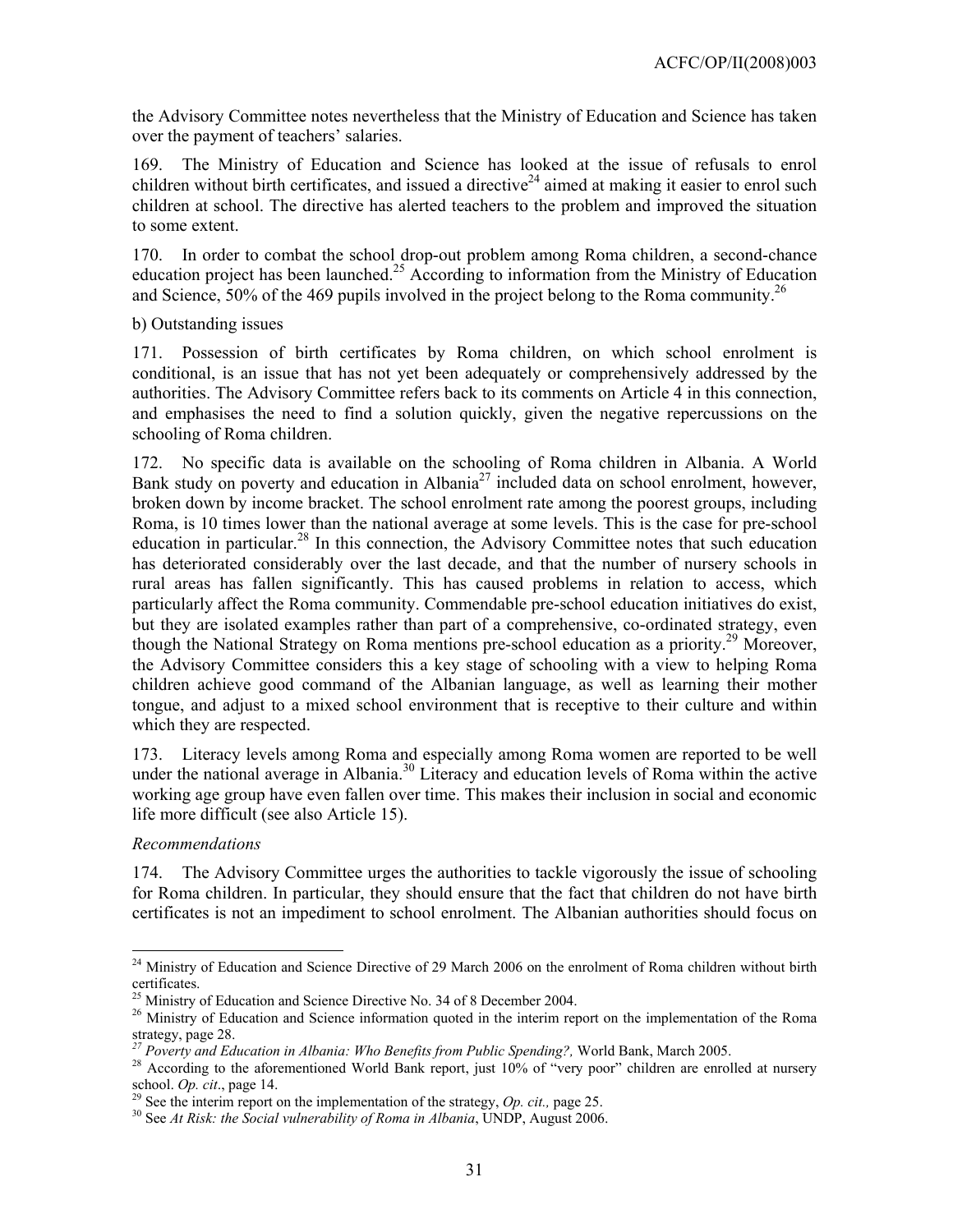the Advisory Committee notes nevertheless that the Ministry of Education and Science has taken over the payment of teachers' salaries.

169. The Ministry of Education and Science has looked at the issue of refusals to enrol children without birth certificates, and issued a directive[24] aimed at making it easier to enrol such children at school. The directive has alerted teachers to the problem and improved the situation to some extent.

170. In order to combat the school drop-out problem among Roma children, a second-chance education project has been launched.[25] According to information from the Ministry of Education and Science, 50% of the 469 pupils involved in the project belong to the Roma community.[26]

b) Outstanding issues

171. Possession of birth certificates by Roma children, on which school enrolment is conditional, is an issue that has not yet been adequately or comprehensively addressed by the authorities. The Advisory Committee refers back to its comments on Article 4 in this connection, and emphasises the need to find a solution quickly, given the negative repercussions on the schooling of Roma children.

172. No specific data is available on the schooling of Roma children in Albania. A World Bank study on poverty and education in Albania[27] included data on school enrolment, however, broken down by income bracket. The school enrolment rate among the poorest groups, including Roma, is 10 times lower than the national average at some levels. This is the case for pre-school education in particular.[28] In this connection, the Advisory Committee notes that such education has deteriorated considerably over the last decade, and that the number of nursery schools in rural areas has fallen significantly. This has caused problems in relation to access, which particularly affect the Roma community. Commendable pre-school education initiatives do exist, but they are isolated examples rather than part of a comprehensive, co-ordinated strategy, even though the National Strategy on Roma mentions pre-school education as a priority.[29] Moreover, the Advisory Committee considers this a key stage of schooling with a view to helping Roma children achieve good command of the Albanian language, as well as learning their mother tongue, and adjust to a mixed school environment that is receptive to their culture and within which they are respected.

173. Literacy levels among Roma and especially among Roma women are reported to be well under the national average in Albania.[30] Literacy and education levels of Roma within the active working age group have even fallen over time. This makes their inclusion in social and economic life more difficult (see also Article 15).

*Recommendations*

174. The Advisory Committee urges the authorities to tackle vigorously the issue of schooling for Roma children. In particular, they should ensure that the fact that children do not have birth certificates is not an impediment to school enrolment. The Albanian authorities should focus on

---

[24] Ministry of Education and Science Directive of 29 March 2006 on the enrolment of Roma children without birth certificates.

[25] Ministry of Education and Science Directive No. 34 of 8 December 2004.

[26] Ministry of Education and Science information quoted in the interim report on the implementation of the Roma strategy, page 28.

[27] *Poverty and Education in Albania: Who Benefits from Public Spending?,* World Bank, March 2005.

[28] According to the aforementioned World Bank report, just 10% of "very poor" children are enrolled at nursery school. *Op. cit*., page 14.

[29] See the interim report on the implementation of the strategy, *Op. cit.,* page 25.

[30] See *At Risk: the Social vulnerability of Roma in Albania*, UNDP, August 2006.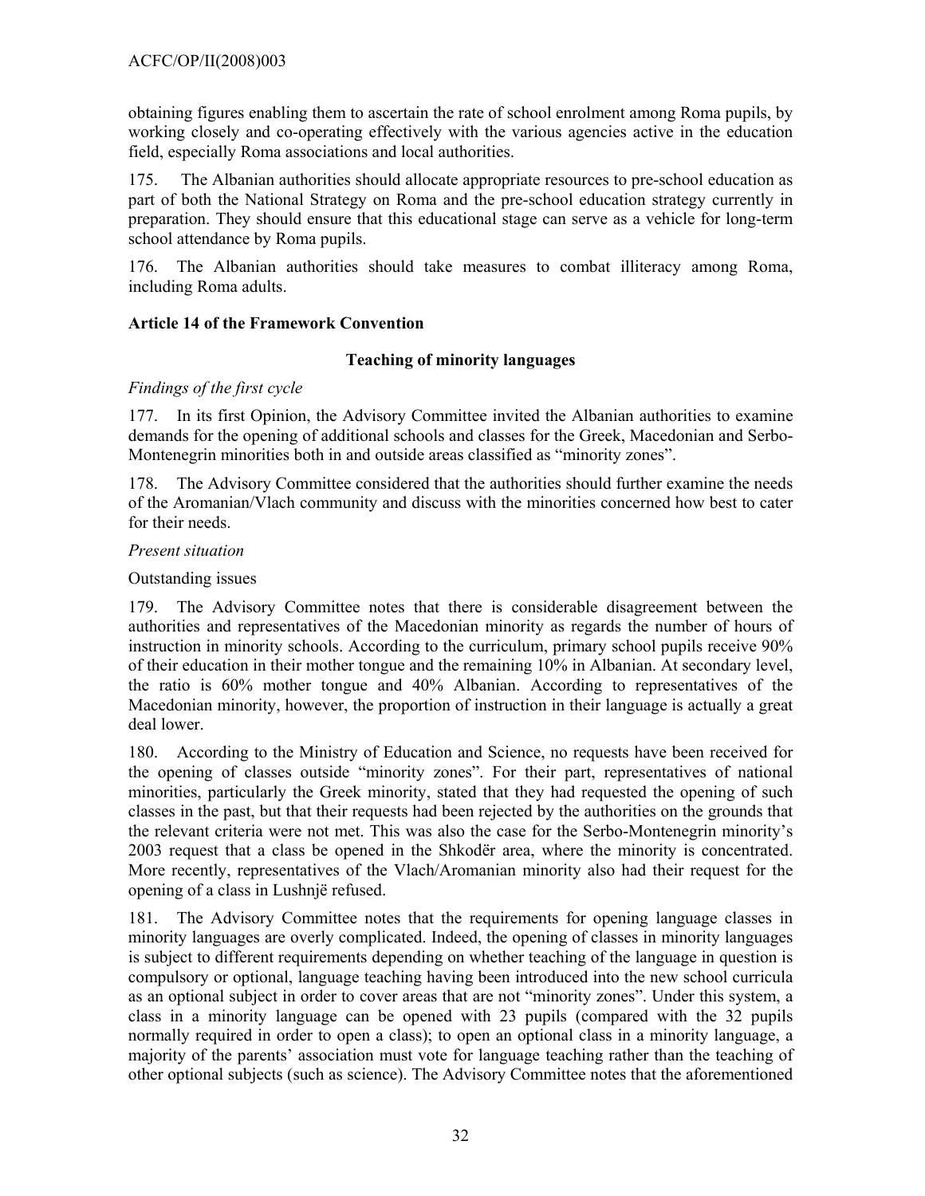obtaining figures enabling them to ascertain the rate of school enrolment among Roma pupils, by working closely and co-operating effectively with the various agencies active in the education field, especially Roma associations and local authorities.

175. The Albanian authorities should allocate appropriate resources to pre-school education as part of both the National Strategy on Roma and the pre-school education strategy currently in preparation. They should ensure that this educational stage can serve as a vehicle for long-term school attendance by Roma pupils.

176. The Albanian authorities should take measures to combat illiteracy among Roma, including Roma adults.

**Article 14 of the Framework Convention**

**Teaching of minority languages**

*Findings of the first cycle*

177. In its first Opinion, the Advisory Committee invited the Albanian authorities to examine demands for the opening of additional schools and classes for the Greek, Macedonian and Serbo-Montenegrin minorities both in and outside areas classified as "minority zones".

178. The Advisory Committee considered that the authorities should further examine the needs of the Aromanian/Vlach community and discuss with the minorities concerned how best to cater for their needs.

*Present situation*

Outstanding issues

179. The Advisory Committee notes that there is considerable disagreement between the authorities and representatives of the Macedonian minority as regards the number of hours of instruction in minority schools. According to the curriculum, primary school pupils receive 90% of their education in their mother tongue and the remaining 10% in Albanian. At secondary level, the ratio is 60% mother tongue and 40% Albanian. According to representatives of the Macedonian minority, however, the proportion of instruction in their language is actually a great deal lower.

180. According to the Ministry of Education and Science, no requests have been received for the opening of classes outside "minority zones". For their part, representatives of national minorities, particularly the Greek minority, stated that they had requested the opening of such classes in the past, but that their requests had been rejected by the authorities on the grounds that the relevant criteria were not met. This was also the case for the Serbo-Montenegrin minority's 2003 request that a class be opened in the Shkodër area, where the minority is concentrated. More recently, representatives of the Vlach/Aromanian minority also had their request for the opening of a class in Lushnjë refused.

181. The Advisory Committee notes that the requirements for opening language classes in minority languages are overly complicated. Indeed, the opening of classes in minority languages is subject to different requirements depending on whether teaching of the language in question is compulsory or optional, language teaching having been introduced into the new school curricula as an optional subject in order to cover areas that are not "minority zones". Under this system, a class in a minority language can be opened with 23 pupils (compared with the 32 pupils normally required in order to open a class); to open an optional class in a minority language, a majority of the parents' association must vote for language teaching rather than the teaching of other optional subjects (such as science). The Advisory Committee notes that the aforementioned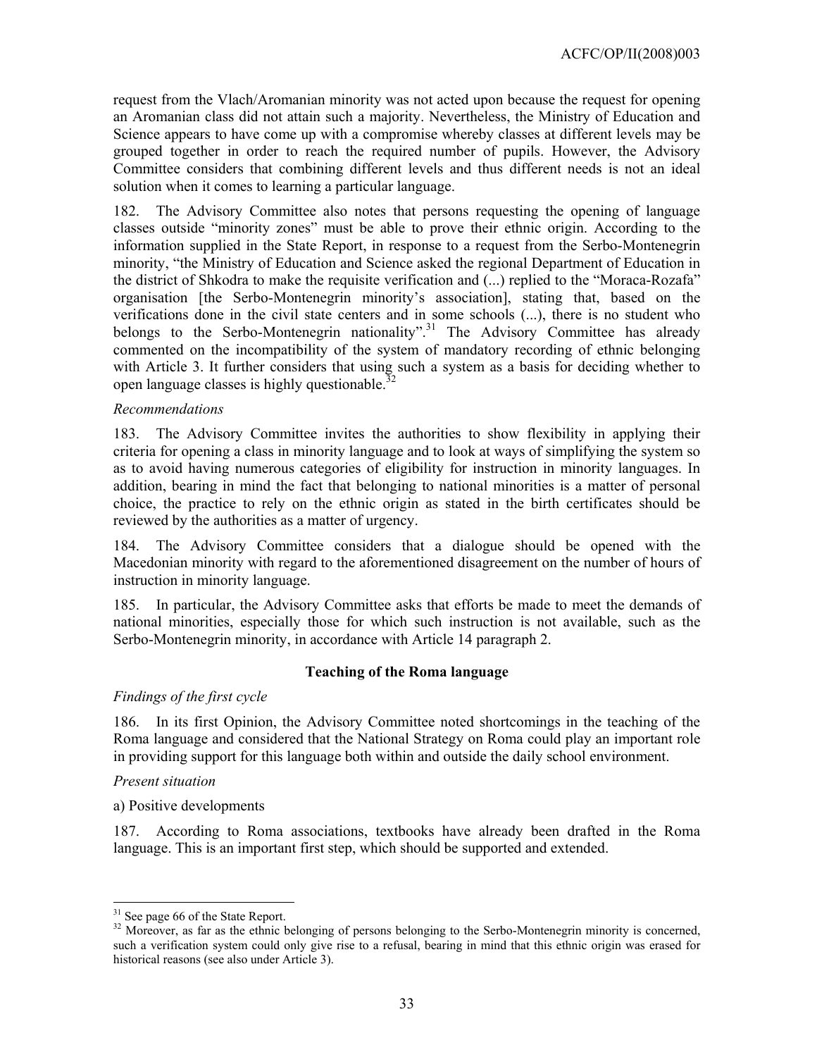request from the Vlach/Aromanian minority was not acted upon because the request for opening an Aromanian class did not attain such a majority. Nevertheless, the Ministry of Education and Science appears to have come up with a compromise whereby classes at different levels may be grouped together in order to reach the required number of pupils. However, the Advisory Committee considers that combining different levels and thus different needs is not an ideal solution when it comes to learning a particular language.

182. The Advisory Committee also notes that persons requesting the opening of language classes outside "minority zones" must be able to prove their ethnic origin. According to the information supplied in the State Report, in response to a request from the Serbo-Montenegrin minority, "the Ministry of Education and Science asked the regional Department of Education in the district of Shkodra to make the requisite verification and (...) replied to the "Moraca-Rozafa" organisation [the Serbo-Montenegrin minority's association], stating that, based on the verifications done in the civil state centers and in some schools (...), there is no student who belongs to the Serbo-Montenegrin nationality".[31] The Advisory Committee has already commented on the incompatibility of the system of mandatory recording of ethnic belonging with Article 3. It further considers that using such a system as a basis for deciding whether to open language classes is highly questionable.[32]

*Recommendations*

183. The Advisory Committee invites the authorities to show flexibility in applying their criteria for opening a class in minority language and to look at ways of simplifying the system so as to avoid having numerous categories of eligibility for instruction in minority languages. In addition, bearing in mind the fact that belonging to national minorities is a matter of personal choice, the practice to rely on the ethnic origin as stated in the birth certificates should be reviewed by the authorities as a matter of urgency.

184. The Advisory Committee considers that a dialogue should be opened with the Macedonian minority with regard to the aforementioned disagreement on the number of hours of instruction in minority language.

185. In particular, the Advisory Committee asks that efforts be made to meet the demands of national minorities, especially those for which such instruction is not available, such as the Serbo-Montenegrin minority, in accordance with Article 14 paragraph 2.

**Teaching of the Roma language**

*Findings of the first cycle*

186. In its first Opinion, the Advisory Committee noted shortcomings in the teaching of the Roma language and considered that the National Strategy on Roma could play an important role in providing support for this language both within and outside the daily school environment.

*Present situation*

a) Positive developments

187. According to Roma associations, textbooks have already been drafted in the Roma language. This is an important first step, which should be supported and extended.

---

[31] See page 66 of the State Report.

[32] Moreover, as far as the ethnic belonging of persons belonging to the Serbo-Montenegrin minority is concerned, such a verification system could only give rise to a refusal, bearing in mind that this ethnic origin was erased for historical reasons (see also under Article 3).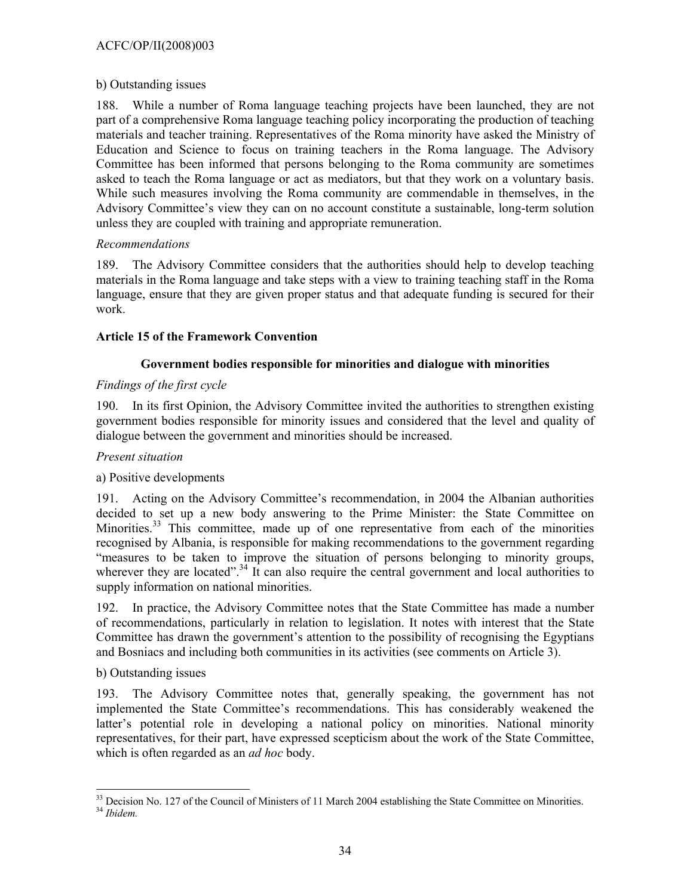b) Outstanding issues

188. While a number of Roma language teaching projects have been launched, they are not part of a comprehensive Roma language teaching policy incorporating the production of teaching materials and teacher training. Representatives of the Roma minority have asked the Ministry of Education and Science to focus on training teachers in the Roma language. The Advisory Committee has been informed that persons belonging to the Roma community are sometimes asked to teach the Roma language or act as mediators, but that they work on a voluntary basis. While such measures involving the Roma community are commendable in themselves, in the Advisory Committee's view they can on no account constitute a sustainable, long-term solution unless they are coupled with training and appropriate remuneration.

*Recommendations*

189. The Advisory Committee considers that the authorities should help to develop teaching materials in the Roma language and take steps with a view to training teaching staff in the Roma language, ensure that they are given proper status and that adequate funding is secured for their work.

**Article 15 of the Framework Convention**

**Government bodies responsible for minorities and dialogue with minorities**

*Findings of the first cycle*

190. In its first Opinion, the Advisory Committee invited the authorities to strengthen existing government bodies responsible for minority issues and considered that the level and quality of dialogue between the government and minorities should be increased.

*Present situation*

a) Positive developments

191. Acting on the Advisory Committee's recommendation, in 2004 the Albanian authorities decided to set up a new body answering to the Prime Minister: the State Committee on Minorities.[33] This committee, made up of one representative from each of the minorities recognised by Albania, is responsible for making recommendations to the government regarding "measures to be taken to improve the situation of persons belonging to minority groups, wherever they are located".[34] It can also require the central government and local authorities to supply information on national minorities.

192. In practice, the Advisory Committee notes that the State Committee has made a number of recommendations, particularly in relation to legislation. It notes with interest that the State Committee has drawn the government's attention to the possibility of recognising the Egyptians and Bosniacs and including both communities in its activities (see comments on Article 3).

b) Outstanding issues

193. The Advisory Committee notes that, generally speaking, the government has not implemented the State Committee's recommendations. This has considerably weakened the latter's potential role in developing a national policy on minorities. National minority representatives, for their part, have expressed scepticism about the work of the State Committee, which is often regarded as an *ad hoc* body.

---

[33] Decision No. 127 of the Council of Ministers of 11 March 2004 establishing the State Committee on Minorities.
[34] *Ibidem.*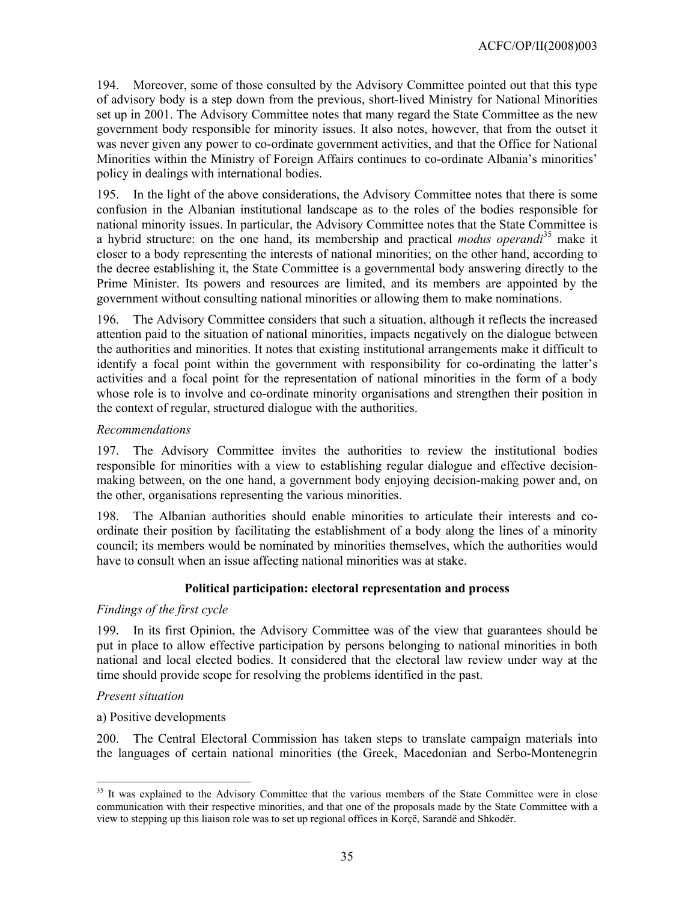194. Moreover, some of those consulted by the Advisory Committee pointed out that this type of advisory body is a step down from the previous, short-lived Ministry for National Minorities set up in 2001. The Advisory Committee notes that many regard the State Committee as the new government body responsible for minority issues. It also notes, however, that from the outset it was never given any power to co-ordinate government activities, and that the Office for National Minorities within the Ministry of Foreign Affairs continues to co-ordinate Albania's minorities' policy in dealings with international bodies.

195. In the light of the above considerations, the Advisory Committee notes that there is some confusion in the Albanian institutional landscape as to the roles of the bodies responsible for national minority issues. In particular, the Advisory Committee notes that the State Committee is a hybrid structure: on the one hand, its membership and practical *modus operandi*[35] make it closer to a body representing the interests of national minorities; on the other hand, according to the decree establishing it, the State Committee is a governmental body answering directly to the Prime Minister. Its powers and resources are limited, and its members are appointed by the government without consulting national minorities or allowing them to make nominations.

196. The Advisory Committee considers that such a situation, although it reflects the increased attention paid to the situation of national minorities, impacts negatively on the dialogue between the authorities and minorities. It notes that existing institutional arrangements make it difficult to identify a focal point within the government with responsibility for co-ordinating the latter's activities and a focal point for the representation of national minorities in the form of a body whose role is to involve and co-ordinate minority organisations and strengthen their position in the context of regular, structured dialogue with the authorities.

*Recommendations*

197. The Advisory Committee invites the authorities to review the institutional bodies responsible for minorities with a view to establishing regular dialogue and effective decision-making between, on the one hand, a government body enjoying decision-making power and, on the other, organisations representing the various minorities.

198. The Albanian authorities should enable minorities to articulate their interests and co-ordinate their position by facilitating the establishment of a body along the lines of a minority council; its members would be nominated by minorities themselves, which the authorities would have to consult when an issue affecting national minorities was at stake.

**Political participation: electoral representation and process**

*Findings of the first cycle*

199. In its first Opinion, the Advisory Committee was of the view that guarantees should be put in place to allow effective participation by persons belonging to national minorities in both national and local elected bodies. It considered that the electoral law review under way at the time should provide scope for resolving the problems identified in the past.

*Present situation*

a) Positive developments

200. The Central Electoral Commission has taken steps to translate campaign materials into the languages of certain national minorities (the Greek, Macedonian and Serbo-Montenegrin

---

[35] It was explained to the Advisory Committee that the various members of the State Committee were in close communication with their respective minorities, and that one of the proposals made by the State Committee with a view to stepping up this liaison role was to set up regional offices in Korçë, Sarandë and Shkodër.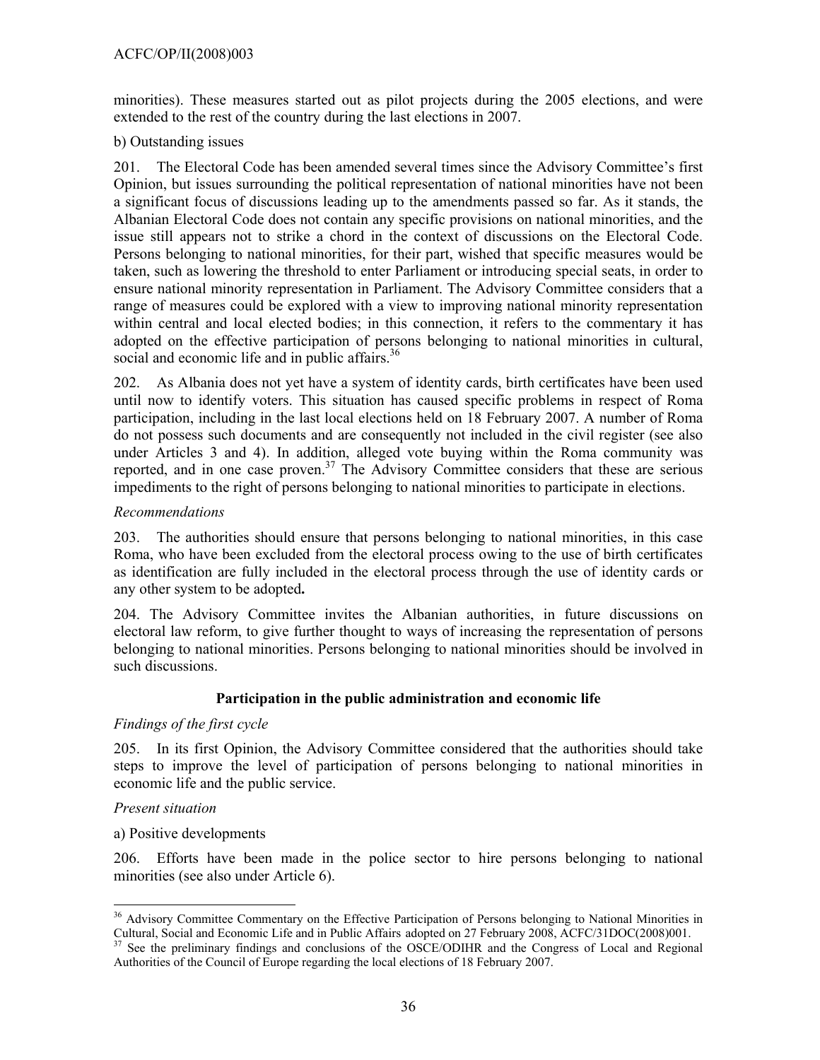minorities). These measures started out as pilot projects during the 2005 elections, and were extended to the rest of the country during the last elections in 2007.

b) Outstanding issues

201. The Electoral Code has been amended several times since the Advisory Committee's first Opinion, but issues surrounding the political representation of national minorities have not been a significant focus of discussions leading up to the amendments passed so far. As it stands, the Albanian Electoral Code does not contain any specific provisions on national minorities, and the issue still appears not to strike a chord in the context of discussions on the Electoral Code. Persons belonging to national minorities, for their part, wished that specific measures would be taken, such as lowering the threshold to enter Parliament or introducing special seats, in order to ensure national minority representation in Parliament. The Advisory Committee considers that a range of measures could be explored with a view to improving national minority representation within central and local elected bodies; in this connection, it refers to the commentary it has adopted on the effective participation of persons belonging to national minorities in cultural, social and economic life and in public affairs.[36]

202. As Albania does not yet have a system of identity cards, birth certificates have been used until now to identify voters. This situation has caused specific problems in respect of Roma participation, including in the last local elections held on 18 February 2007. A number of Roma do not possess such documents and are consequently not included in the civil register (see also under Articles 3 and 4). In addition, alleged vote buying within the Roma community was reported, and in one case proven.[37] The Advisory Committee considers that these are serious impediments to the right of persons belonging to national minorities to participate in elections.

*Recommendations*

203. The authorities should ensure that persons belonging to national minorities, in this case Roma, who have been excluded from the electoral process owing to the use of birth certificates as identification are fully included in the electoral process through the use of identity cards or any other system to be adopted**.**

204. The Advisory Committee invites the Albanian authorities, in future discussions on electoral law reform, to give further thought to ways of increasing the representation of persons belonging to national minorities. Persons belonging to national minorities should be involved in such discussions.

**Participation in the public administration and economic life**

*Findings of the first cycle*

205. In its first Opinion, the Advisory Committee considered that the authorities should take steps to improve the level of participation of persons belonging to national minorities in economic life and the public service.

*Present situation*

a) Positive developments

206. Efforts have been made in the police sector to hire persons belonging to national minorities (see also under Article 6).

---

[36] Advisory Committee Commentary on the Effective Participation of Persons belonging to National Minorities in Cultural, Social and Economic Life and in Public Affairs adopted on 27 February 2008, ACFC/31DOC(2008)001.

[37] See the preliminary findings and conclusions of the OSCE/ODIHR and the Congress of Local and Regional Authorities of the Council of Europe regarding the local elections of 18 February 2007.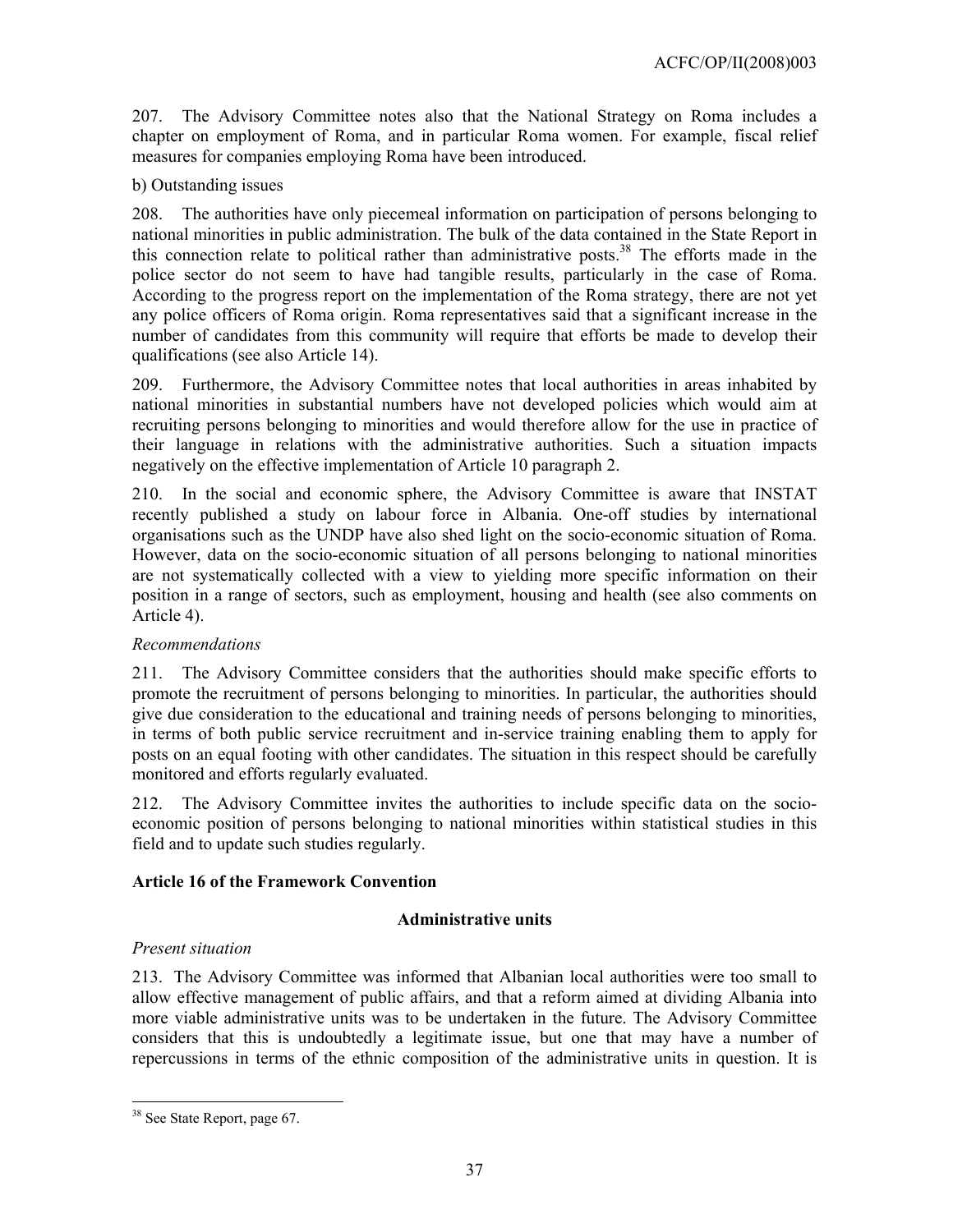207. The Advisory Committee notes also that the National Strategy on Roma includes a chapter on employment of Roma, and in particular Roma women. For example, fiscal relief measures for companies employing Roma have been introduced.

b) Outstanding issues

208. The authorities have only piecemeal information on participation of persons belonging to national minorities in public administration. The bulk of the data contained in the State Report in this connection relate to political rather than administrative posts.[38] The efforts made in the police sector do not seem to have had tangible results, particularly in the case of Roma. According to the progress report on the implementation of the Roma strategy, there are not yet any police officers of Roma origin. Roma representatives said that a significant increase in the number of candidates from this community will require that efforts be made to develop their qualifications (see also Article 14).

209. Furthermore, the Advisory Committee notes that local authorities in areas inhabited by national minorities in substantial numbers have not developed policies which would aim at recruiting persons belonging to minorities and would therefore allow for the use in practice of their language in relations with the administrative authorities. Such a situation impacts negatively on the effective implementation of Article 10 paragraph 2.

210. In the social and economic sphere, the Advisory Committee is aware that INSTAT recently published a study on labour force in Albania. One-off studies by international organisations such as the UNDP have also shed light on the socio-economic situation of Roma. However, data on the socio-economic situation of all persons belonging to national minorities are not systematically collected with a view to yielding more specific information on their position in a range of sectors, such as employment, housing and health (see also comments on Article 4).

*Recommendations*

211. The Advisory Committee considers that the authorities should make specific efforts to promote the recruitment of persons belonging to minorities. In particular, the authorities should give due consideration to the educational and training needs of persons belonging to minorities, in terms of both public service recruitment and in-service training enabling them to apply for posts on an equal footing with other candidates. The situation in this respect should be carefully monitored and efforts regularly evaluated.

212. The Advisory Committee invites the authorities to include specific data on the socio-economic position of persons belonging to national minorities within statistical studies in this field and to update such studies regularly.

**Article 16 of the Framework Convention**

**Administrative units**

*Present situation*

213. The Advisory Committee was informed that Albanian local authorities were too small to allow effective management of public affairs, and that a reform aimed at dividing Albania into more viable administrative units was to be undertaken in the future. The Advisory Committee considers that this is undoubtedly a legitimate issue, but one that may have a number of repercussions in terms of the ethnic composition of the administrative units in question. It is

[38] See State Report, page 67.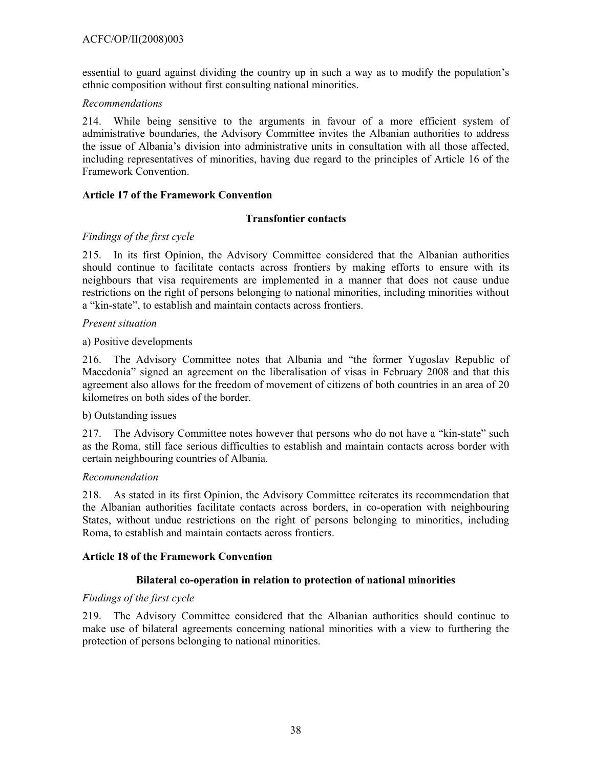essential to guard against dividing the country up in such a way as to modify the population's ethnic composition without first consulting national minorities.

*Recommendations*

214. While being sensitive to the arguments in favour of a more efficient system of administrative boundaries, the Advisory Committee invites the Albanian authorities to address the issue of Albania's division into administrative units in consultation with all those affected, including representatives of minorities, having due regard to the principles of Article 16 of the Framework Convention.

## Article 17 of the Framework Convention

### Transfontier contacts

*Findings of the first cycle*

215. In its first Opinion, the Advisory Committee considered that the Albanian authorities should continue to facilitate contacts across frontiers by making efforts to ensure with its neighbours that visa requirements are implemented in a manner that does not cause undue restrictions on the right of persons belonging to national minorities, including minorities without a "kin-state", to establish and maintain contacts across frontiers.

*Present situation*

a) Positive developments

216. The Advisory Committee notes that Albania and "the former Yugoslav Republic of Macedonia" signed an agreement on the liberalisation of visas in February 2008 and that this agreement also allows for the freedom of movement of citizens of both countries in an area of 20 kilometres on both sides of the border.

b) Outstanding issues

217. The Advisory Committee notes however that persons who do not have a "kin-state" such as the Roma, still face serious difficulties to establish and maintain contacts across border with certain neighbouring countries of Albania.

*Recommendation*

218. As stated in its first Opinion, the Advisory Committee reiterates its recommendation that the Albanian authorities facilitate contacts across borders, in co-operation with neighbouring States, without undue restrictions on the right of persons belonging to minorities, including Roma, to establish and maintain contacts across frontiers.

## Article 18 of the Framework Convention

### Bilateral co-operation in relation to protection of national minorities

*Findings of the first cycle*

219. The Advisory Committee considered that the Albanian authorities should continue to make use of bilateral agreements concerning national minorities with a view to furthering the protection of persons belonging to national minorities.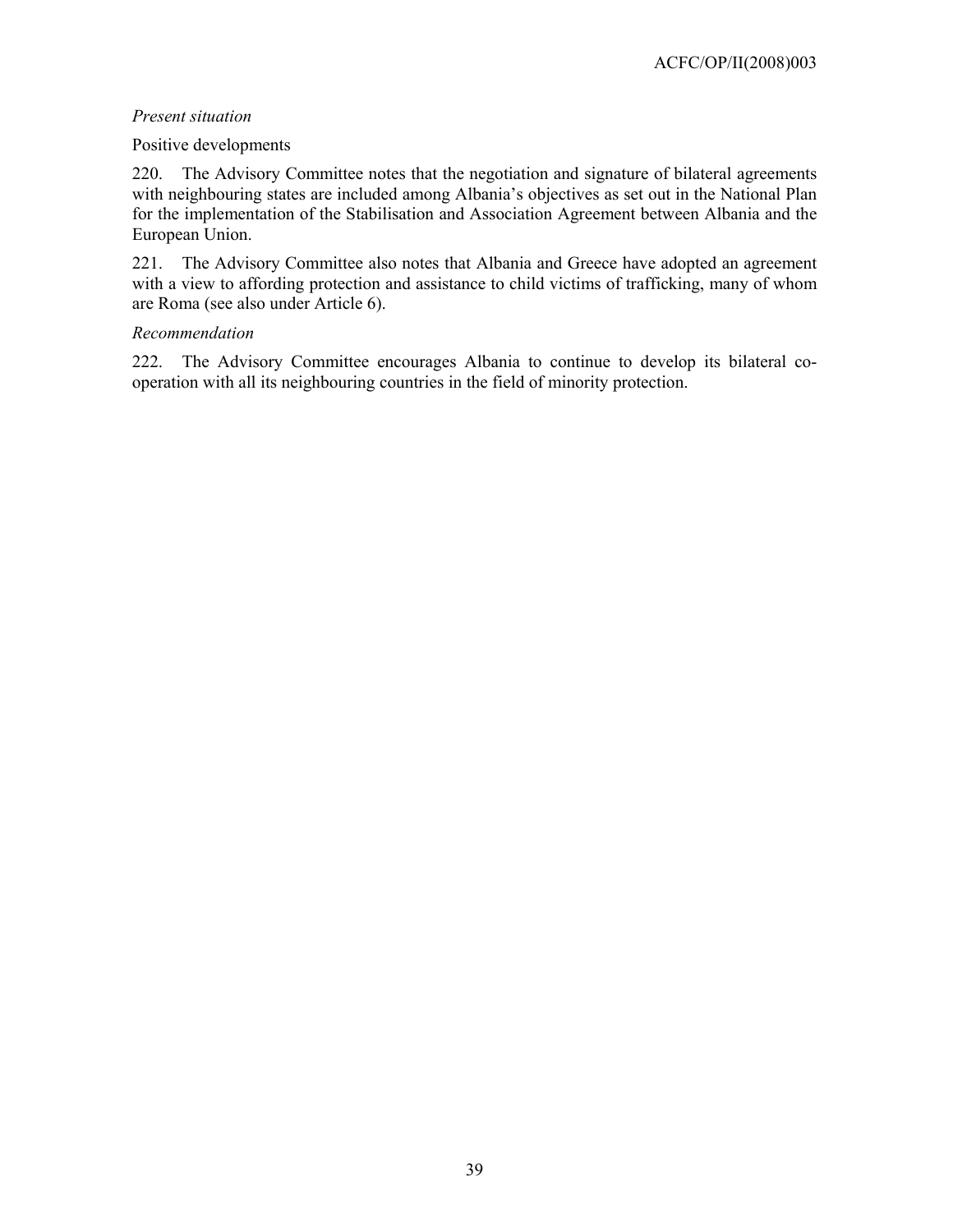*Present situation*

Positive developments

220. The Advisory Committee notes that the negotiation and signature of bilateral agreements with neighbouring states are included among Albania's objectives as set out in the National Plan for the implementation of the Stabilisation and Association Agreement between Albania and the European Union.

221. The Advisory Committee also notes that Albania and Greece have adopted an agreement with a view to affording protection and assistance to child victims of trafficking, many of whom are Roma (see also under Article 6).

*Recommendation*

222. The Advisory Committee encourages Albania to continue to develop its bilateral co-operation with all its neighbouring countries in the field of minority protection.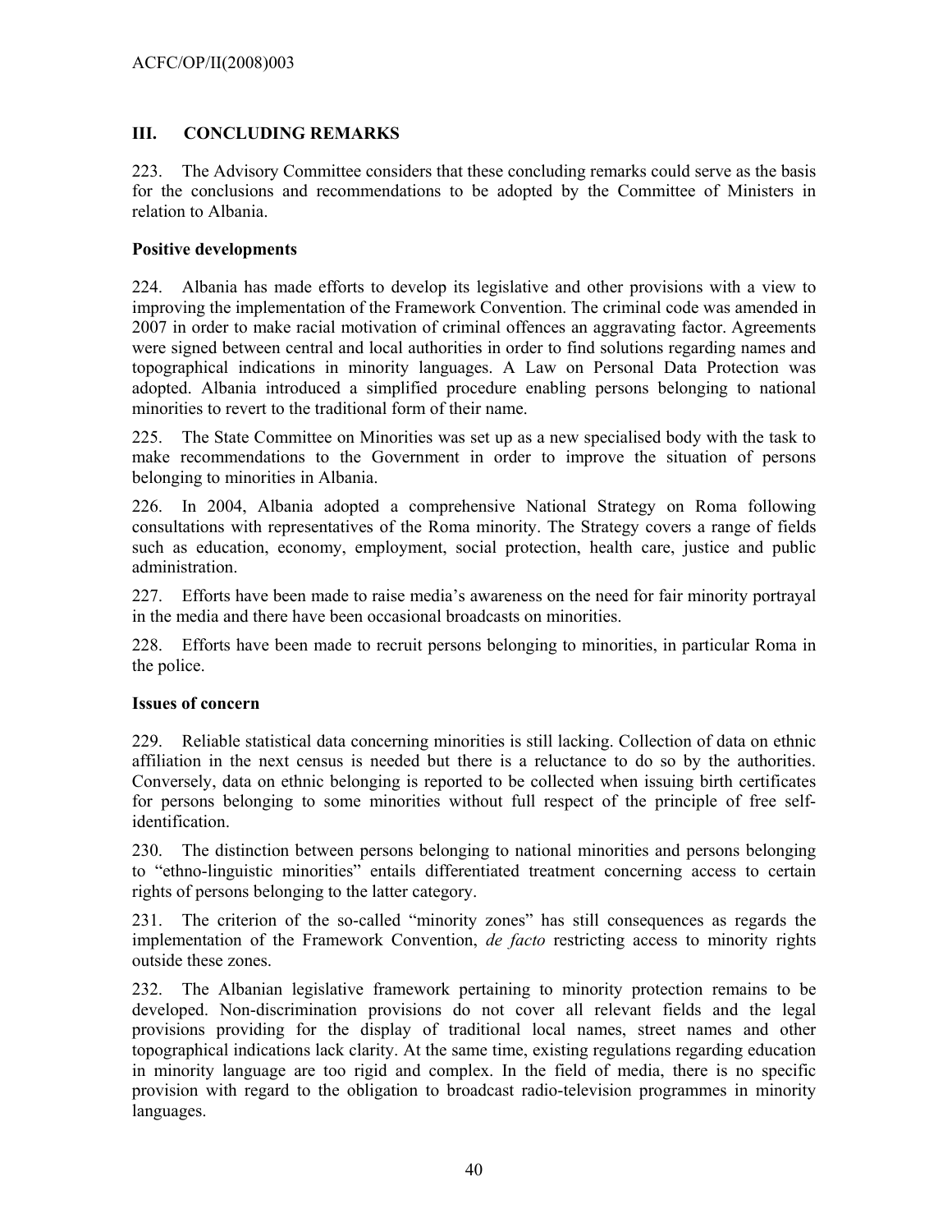## III. CONCLUDING REMARKS

223. The Advisory Committee considers that these concluding remarks could serve as the basis for the conclusions and recommendations to be adopted by the Committee of Ministers in relation to Albania.

### Positive developments

224. Albania has made efforts to develop its legislative and other provisions with a view to improving the implementation of the Framework Convention. The criminal code was amended in 2007 in order to make racial motivation of criminal offences an aggravating factor. Agreements were signed between central and local authorities in order to find solutions regarding names and topographical indications in minority languages. A Law on Personal Data Protection was adopted. Albania introduced a simplified procedure enabling persons belonging to national minorities to revert to the traditional form of their name.

225. The State Committee on Minorities was set up as a new specialised body with the task to make recommendations to the Government in order to improve the situation of persons belonging to minorities in Albania.

226. In 2004, Albania adopted a comprehensive National Strategy on Roma following consultations with representatives of the Roma minority. The Strategy covers a range of fields such as education, economy, employment, social protection, health care, justice and public administration.

227. Efforts have been made to raise media's awareness on the need for fair minority portrayal in the media and there have been occasional broadcasts on minorities.

228. Efforts have been made to recruit persons belonging to minorities, in particular Roma in the police.

### Issues of concern

229. Reliable statistical data concerning minorities is still lacking. Collection of data on ethnic affiliation in the next census is needed but there is a reluctance to do so by the authorities. Conversely, data on ethnic belonging is reported to be collected when issuing birth certificates for persons belonging to some minorities without full respect of the principle of free self-identification.

230. The distinction between persons belonging to national minorities and persons belonging to "ethno-linguistic minorities" entails differentiated treatment concerning access to certain rights of persons belonging to the latter category.

231. The criterion of the so-called "minority zones" has still consequences as regards the implementation of the Framework Convention, *de facto* restricting access to minority rights outside these zones.

232. The Albanian legislative framework pertaining to minority protection remains to be developed. Non-discrimination provisions do not cover all relevant fields and the legal provisions providing for the display of traditional local names, street names and other topographical indications lack clarity. At the same time, existing regulations regarding education in minority language are too rigid and complex. In the field of media, there is no specific provision with regard to the obligation to broadcast radio-television programmes in minority languages.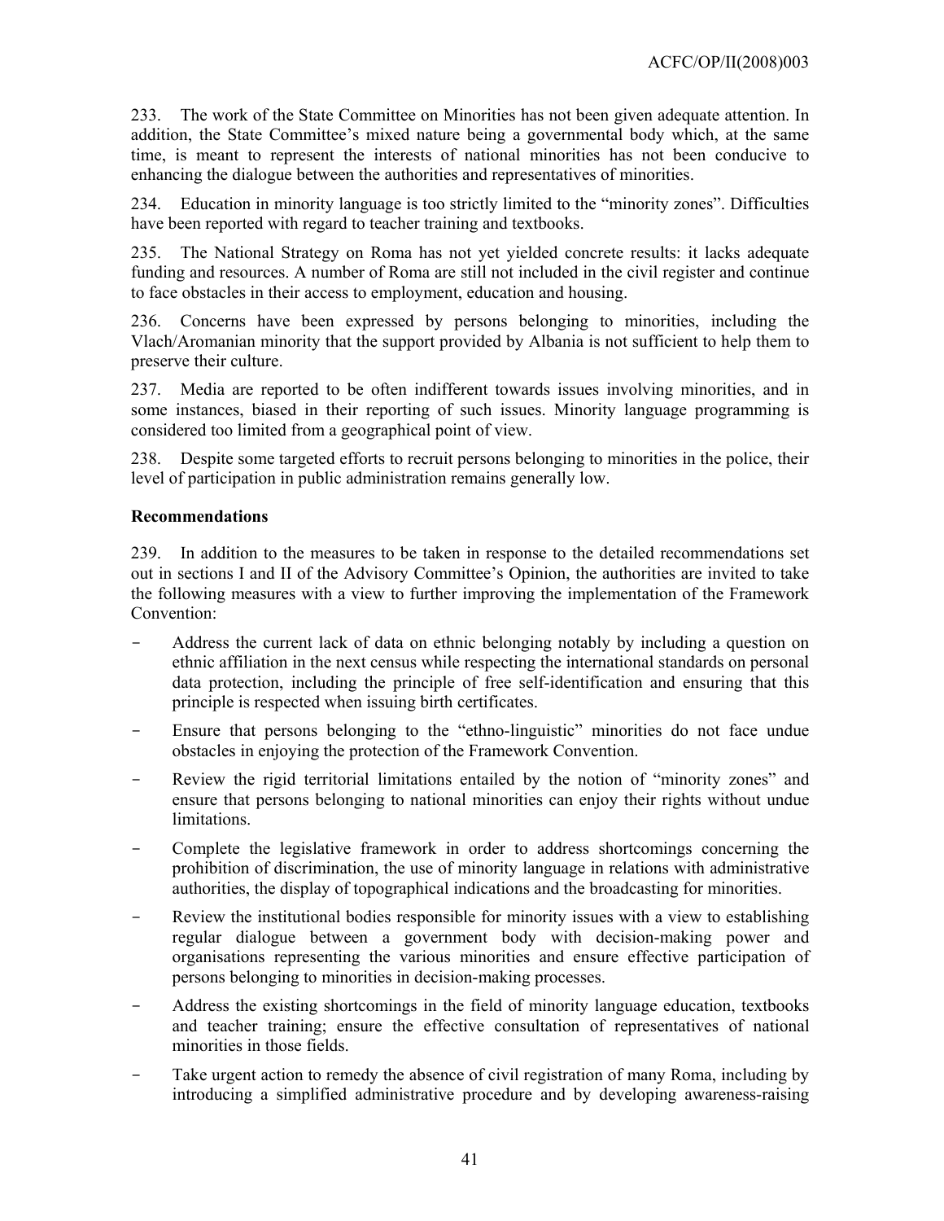233. The work of the State Committee on Minorities has not been given adequate attention. In addition, the State Committee's mixed nature being a governmental body which, at the same time, is meant to represent the interests of national minorities has not been conducive to enhancing the dialogue between the authorities and representatives of minorities.

234. Education in minority language is too strictly limited to the "minority zones". Difficulties have been reported with regard to teacher training and textbooks.

235. The National Strategy on Roma has not yet yielded concrete results: it lacks adequate funding and resources. A number of Roma are still not included in the civil register and continue to face obstacles in their access to employment, education and housing.

236. Concerns have been expressed by persons belonging to minorities, including the Vlach/Aromanian minority that the support provided by Albania is not sufficient to help them to preserve their culture.

237. Media are reported to be often indifferent towards issues involving minorities, and in some instances, biased in their reporting of such issues. Minority language programming is considered too limited from a geographical point of view.

238. Despite some targeted efforts to recruit persons belonging to minorities in the police, their level of participation in public administration remains generally low.

**Recommendations**

239. In addition to the measures to be taken in response to the detailed recommendations set out in sections I and II of the Advisory Committee's Opinion, the authorities are invited to take the following measures with a view to further improving the implementation of the Framework Convention:

- Address the current lack of data on ethnic belonging notably by including a question on ethnic affiliation in the next census while respecting the international standards on personal data protection, including the principle of free self-identification and ensuring that this principle is respected when issuing birth certificates.
- Ensure that persons belonging to the "ethno-linguistic" minorities do not face undue obstacles in enjoying the protection of the Framework Convention.
- Review the rigid territorial limitations entailed by the notion of "minority zones" and ensure that persons belonging to national minorities can enjoy their rights without undue limitations.
- Complete the legislative framework in order to address shortcomings concerning the prohibition of discrimination, the use of minority language in relations with administrative authorities, the display of topographical indications and the broadcasting for minorities.
- Review the institutional bodies responsible for minority issues with a view to establishing regular dialogue between a government body with decision-making power and organisations representing the various minorities and ensure effective participation of persons belonging to minorities in decision-making processes.
- Address the existing shortcomings in the field of minority language education, textbooks and teacher training; ensure the effective consultation of representatives of national minorities in those fields.
- Take urgent action to remedy the absence of civil registration of many Roma, including by introducing a simplified administrative procedure and by developing awareness-raising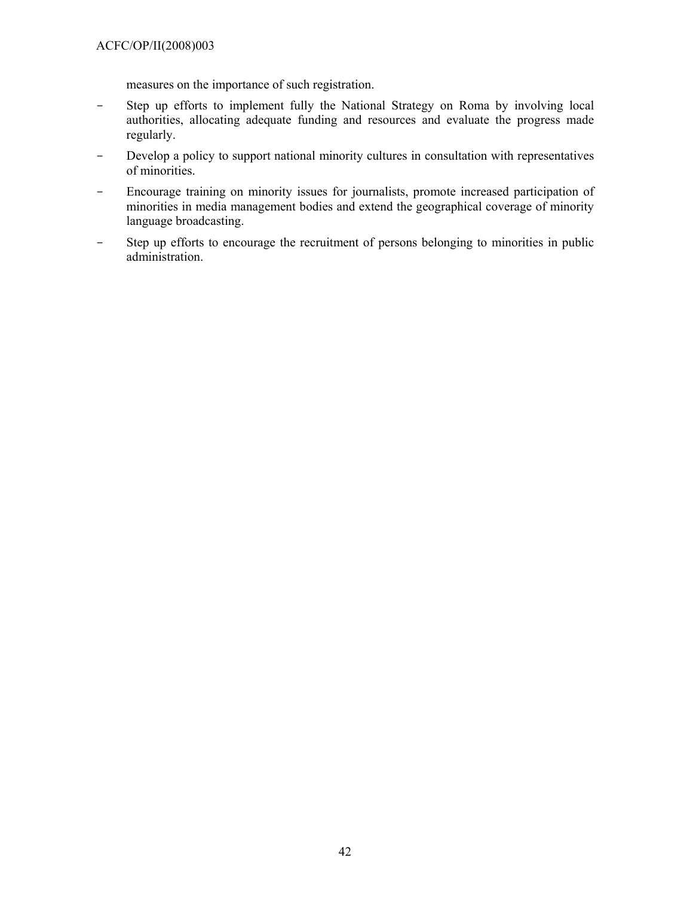measures on the importance of such registration.

- Step up efforts to implement fully the National Strategy on Roma by involving local authorities, allocating adequate funding and resources and evaluate the progress made regularly.
- Develop a policy to support national minority cultures in consultation with representatives of minorities.
- Encourage training on minority issues for journalists, promote increased participation of minorities in media management bodies and extend the geographical coverage of minority language broadcasting.
- Step up efforts to encourage the recruitment of persons belonging to minorities in public administration.